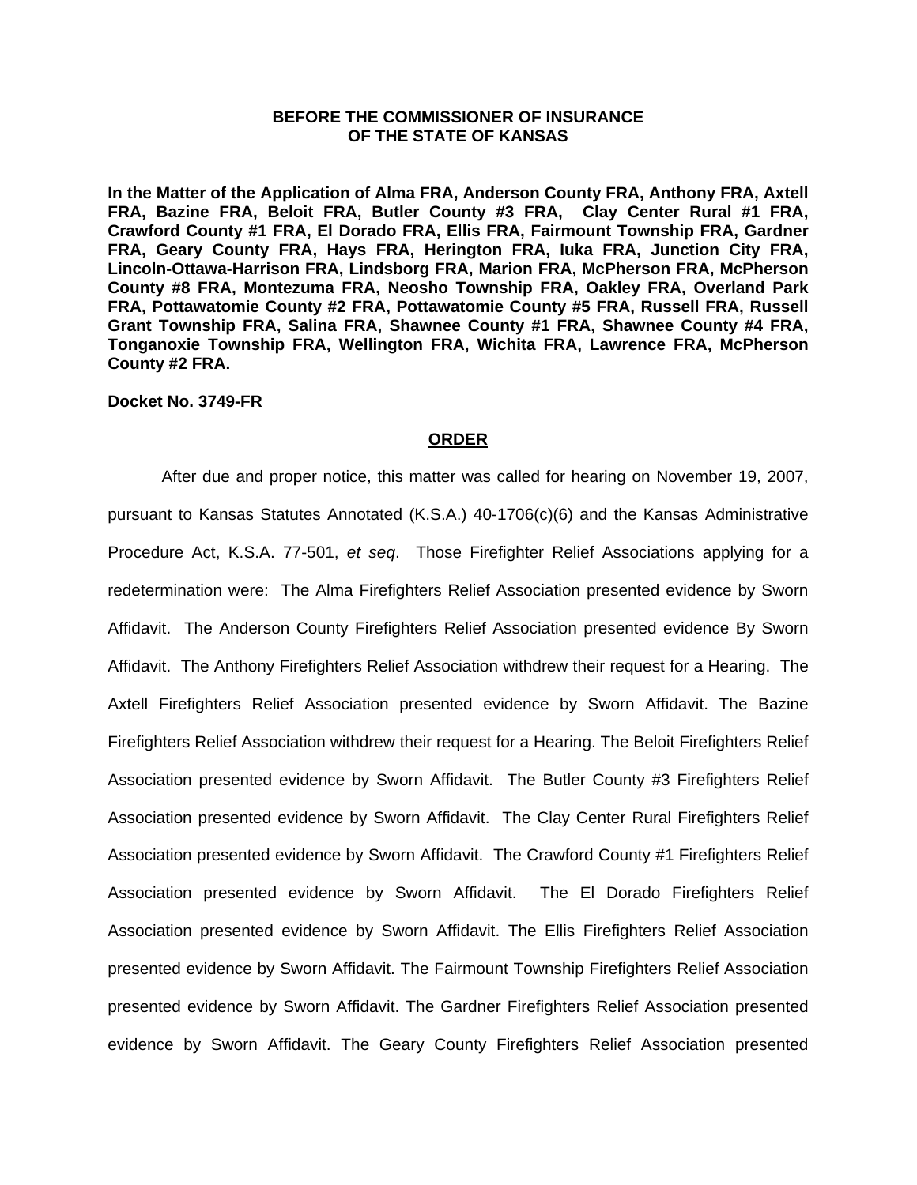**BEFORE THE COMMISSIONER OF INSURANCE**
**OF THE STATE OF KANSAS**

**In the Matter of the Application of Alma FRA, Anderson County FRA, Anthony FRA, Axtell FRA, Bazine FRA, Beloit FRA, Butler County #3 FRA, Clay Center Rural #1 FRA, Crawford County #1 FRA, El Dorado FRA, Ellis FRA, Fairmount Township FRA, Gardner FRA, Geary County FRA, Hays FRA, Herington FRA, Iuka FRA, Junction City FRA, Lincoln-Ottawa-Harrison FRA, Lindsborg FRA, Marion FRA, McPherson FRA, McPherson County #8 FRA, Montezuma FRA, Neosho Township FRA, Oakley FRA, Overland Park FRA, Pottawatomie County #2 FRA, Pottawatomie County #5 FRA, Russell FRA, Russell Grant Township FRA, Salina FRA, Shawnee County #1 FRA, Shawnee County #4 FRA, Tonganoxie Township FRA, Wellington FRA, Wichita FRA, Lawrence FRA, McPherson County #2 FRA.**

**Docket No. 3749-FR**

**ORDER**

After due and proper notice, this matter was called for hearing on November 19, 2007, pursuant to Kansas Statutes Annotated (K.S.A.) 40-1706(c)(6) and the Kansas Administrative Procedure Act, K.S.A. 77-501, *et seq*. Those Firefighter Relief Associations applying for a redetermination were: The Alma Firefighters Relief Association presented evidence by Sworn Affidavit. The Anderson County Firefighters Relief Association presented evidence By Sworn Affidavit. The Anthony Firefighters Relief Association withdrew their request for a Hearing. The Axtell Firefighters Relief Association presented evidence by Sworn Affidavit. The Bazine Firefighters Relief Association withdrew their request for a Hearing. The Beloit Firefighters Relief Association presented evidence by Sworn Affidavit. The Butler County #3 Firefighters Relief Association presented evidence by Sworn Affidavit. The Clay Center Rural Firefighters Relief Association presented evidence by Sworn Affidavit. The Crawford County #1 Firefighters Relief Association presented evidence by Sworn Affidavit. The El Dorado Firefighters Relief Association presented evidence by Sworn Affidavit. The Ellis Firefighters Relief Association presented evidence by Sworn Affidavit. The Fairmount Township Firefighters Relief Association presented evidence by Sworn Affidavit. The Gardner Firefighters Relief Association presented evidence by Sworn Affidavit. The Geary County Firefighters Relief Association presented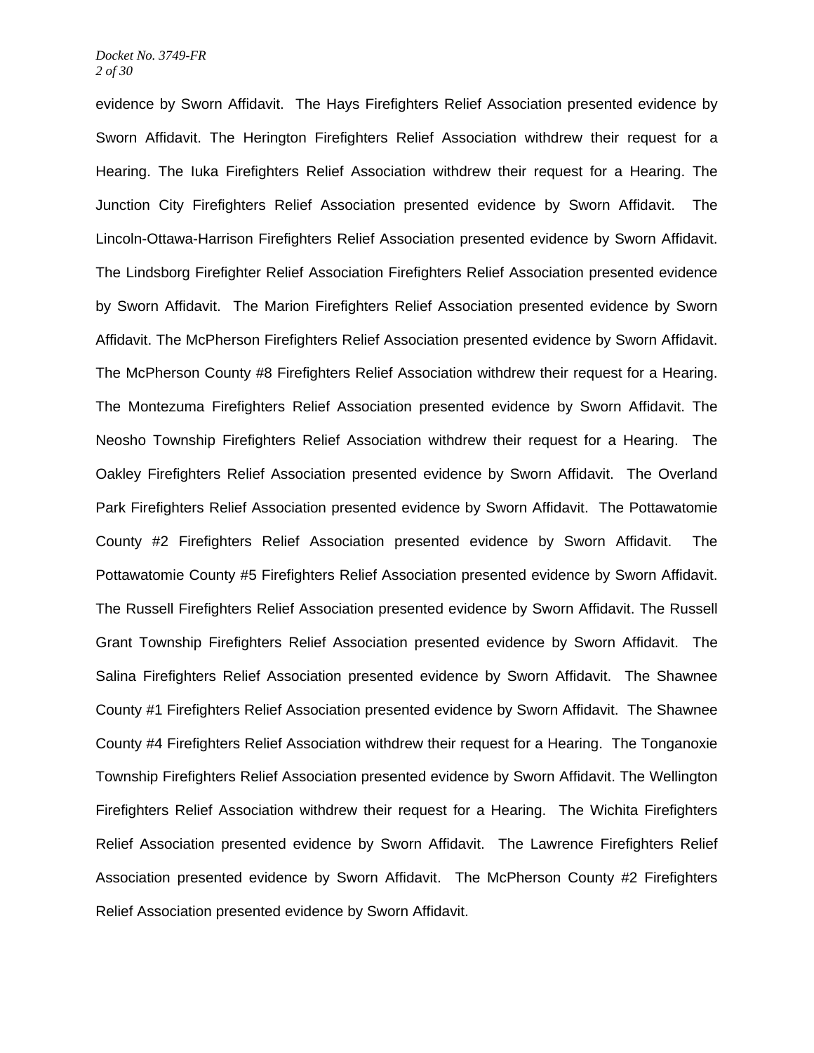evidence by Sworn Affidavit. The Hays Firefighters Relief Association presented evidence by Sworn Affidavit. The Herington Firefighters Relief Association withdrew their request for a Hearing. The Iuka Firefighters Relief Association withdrew their request for a Hearing. The Junction City Firefighters Relief Association presented evidence by Sworn Affidavit. The Lincoln-Ottawa-Harrison Firefighters Relief Association presented evidence by Sworn Affidavit. The Lindsborg Firefighter Relief Association Firefighters Relief Association presented evidence by Sworn Affidavit. The Marion Firefighters Relief Association presented evidence by Sworn Affidavit. The McPherson Firefighters Relief Association presented evidence by Sworn Affidavit. The McPherson County #8 Firefighters Relief Association withdrew their request for a Hearing. The Montezuma Firefighters Relief Association presented evidence by Sworn Affidavit. The Neosho Township Firefighters Relief Association withdrew their request for a Hearing. The Oakley Firefighters Relief Association presented evidence by Sworn Affidavit. The Overland Park Firefighters Relief Association presented evidence by Sworn Affidavit. The Pottawatomie County #2 Firefighters Relief Association presented evidence by Sworn Affidavit. The Pottawatomie County #5 Firefighters Relief Association presented evidence by Sworn Affidavit. The Russell Firefighters Relief Association presented evidence by Sworn Affidavit. The Russell Grant Township Firefighters Relief Association presented evidence by Sworn Affidavit. The Salina Firefighters Relief Association presented evidence by Sworn Affidavit. The Shawnee County #1 Firefighters Relief Association presented evidence by Sworn Affidavit. The Shawnee County #4 Firefighters Relief Association withdrew their request for a Hearing. The Tonganoxie Township Firefighters Relief Association presented evidence by Sworn Affidavit. The Wellington Firefighters Relief Association withdrew their request for a Hearing. The Wichita Firefighters Relief Association presented evidence by Sworn Affidavit. The Lawrence Firefighters Relief Association presented evidence by Sworn Affidavit. The McPherson County #2 Firefighters Relief Association presented evidence by Sworn Affidavit.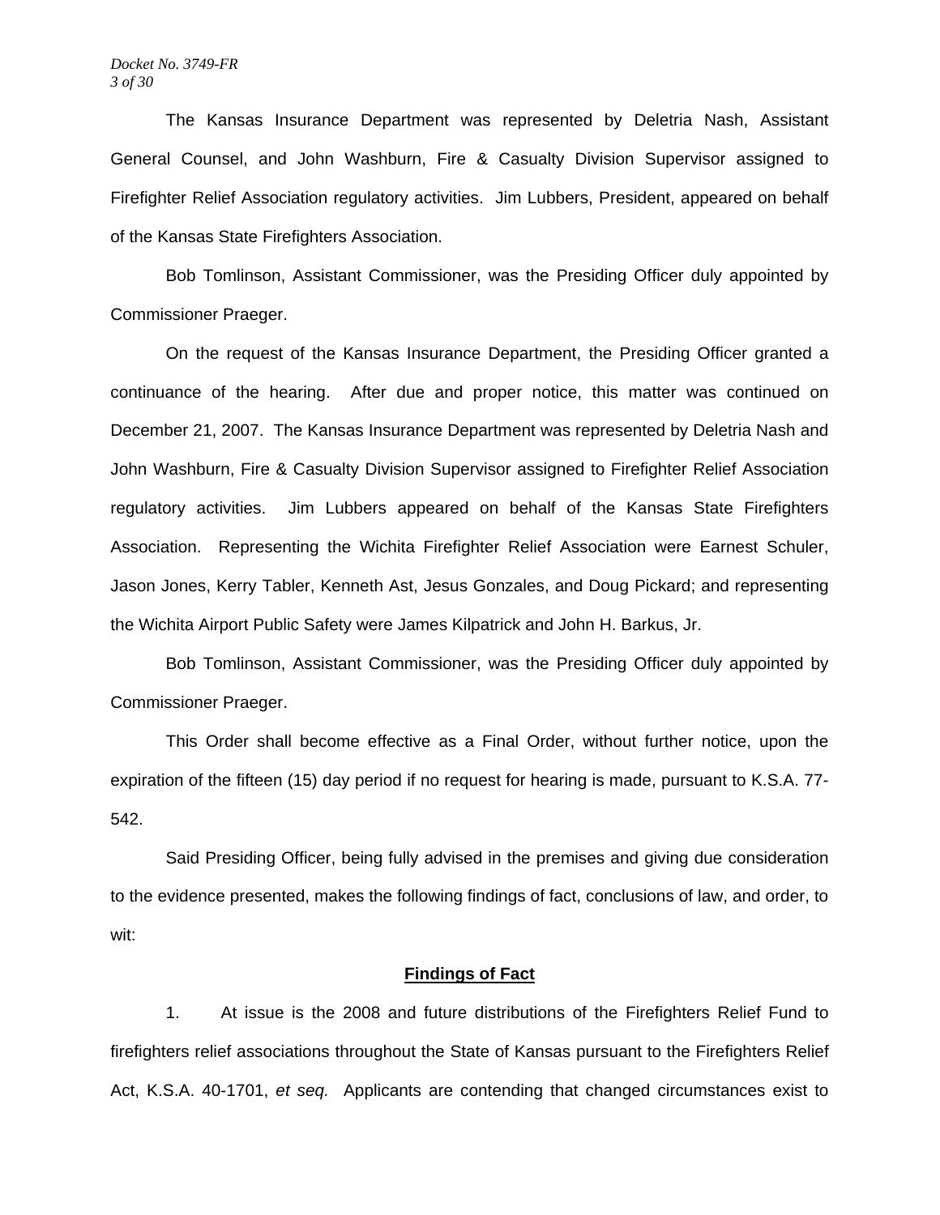The Kansas Insurance Department was represented by Deletria Nash, Assistant General Counsel, and John Washburn, Fire & Casualty Division Supervisor assigned to Firefighter Relief Association regulatory activities. Jim Lubbers, President, appeared on behalf of the Kansas State Firefighters Association.

Bob Tomlinson, Assistant Commissioner, was the Presiding Officer duly appointed by Commissioner Praeger.

On the request of the Kansas Insurance Department, the Presiding Officer granted a continuance of the hearing. After due and proper notice, this matter was continued on December 21, 2007. The Kansas Insurance Department was represented by Deletria Nash and John Washburn, Fire & Casualty Division Supervisor assigned to Firefighter Relief Association regulatory activities. Jim Lubbers appeared on behalf of the Kansas State Firefighters Association. Representing the Wichita Firefighter Relief Association were Earnest Schuler, Jason Jones, Kerry Tabler, Kenneth Ast, Jesus Gonzales, and Doug Pickard; and representing the Wichita Airport Public Safety were James Kilpatrick and John H. Barkus, Jr.

Bob Tomlinson, Assistant Commissioner, was the Presiding Officer duly appointed by Commissioner Praeger.

This Order shall become effective as a Final Order, without further notice, upon the expiration of the fifteen (15) day period if no request for hearing is made, pursuant to K.S.A. 77-542.

Said Presiding Officer, being fully advised in the premises and giving due consideration to the evidence presented, makes the following findings of fact, conclusions of law, and order, to wit:

**Findings of Fact**

1. At issue is the 2008 and future distributions of the Firefighters Relief Fund to firefighters relief associations throughout the State of Kansas pursuant to the Firefighters Relief Act, K.S.A. 40-1701, *et seq.* Applicants are contending that changed circumstances exist to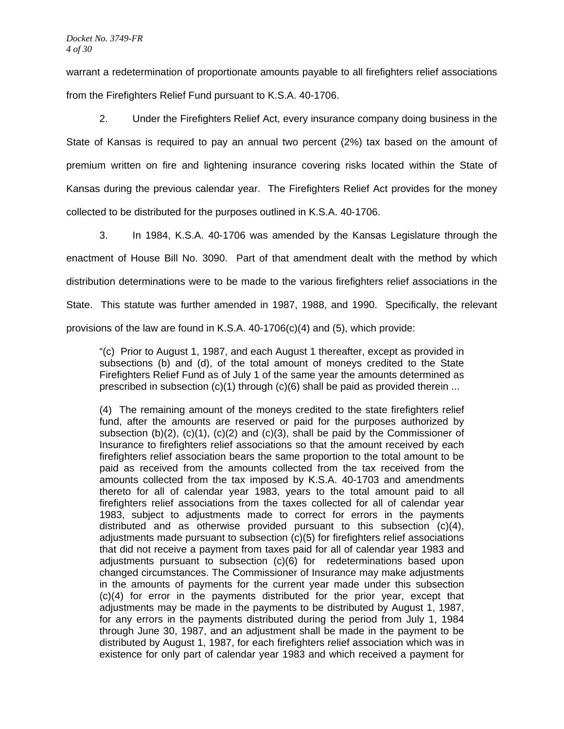warrant a redetermination of proportionate amounts payable to all firefighters relief associations from the Firefighters Relief Fund pursuant to K.S.A. 40-1706.

2. Under the Firefighters Relief Act, every insurance company doing business in the State of Kansas is required to pay an annual two percent (2%) tax based on the amount of premium written on fire and lightening insurance covering risks located within the State of Kansas during the previous calendar year. The Firefighters Relief Act provides for the money collected to be distributed for the purposes outlined in K.S.A. 40-1706.

3. In 1984, K.S.A. 40-1706 was amended by the Kansas Legislature through the enactment of House Bill No. 3090. Part of that amendment dealt with the method by which distribution determinations were to be made to the various firefighters relief associations in the State. This statute was further amended in 1987, 1988, and 1990. Specifically, the relevant provisions of the law are found in K.S.A. 40-1706(c)(4) and (5), which provide:

> "(c) Prior to August 1, 1987, and each August 1 thereafter, except as provided in subsections (b) and (d), of the total amount of moneys credited to the State Firefighters Relief Fund as of July 1 of the same year the amounts determined as prescribed in subsection (c)(1) through (c)(6) shall be paid as provided therein ...
>
> (4) The remaining amount of the moneys credited to the state firefighters relief fund, after the amounts are reserved or paid for the purposes authorized by subsection (b)(2), (c)(1), (c)(2) and (c)(3), shall be paid by the Commissioner of Insurance to firefighters relief associations so that the amount received by each firefighters relief association bears the same proportion to the total amount to be paid as received from the amounts collected from the tax received from the amounts collected from the tax imposed by K.S.A. 40-1703 and amendments thereto for all of calendar year 1983, years to the total amount paid to all firefighters relief associations from the taxes collected for all of calendar year 1983, subject to adjustments made to correct for errors in the payments distributed and as otherwise provided pursuant to this subsection (c)(4), adjustments made pursuant to subsection (c)(5) for firefighters relief associations that did not receive a payment from taxes paid for all of calendar year 1983 and adjustments pursuant to subsection (c)(6) for redeterminations based upon changed circumstances. The Commissioner of Insurance may make adjustments in the amounts of payments for the current year made under this subsection (c)(4) for error in the payments distributed for the prior year, except that adjustments may be made in the payments to be distributed by August 1, 1987, for any errors in the payments distributed during the period from July 1, 1984 through June 30, 1987, and an adjustment shall be made in the payment to be distributed by August 1, 1987, for each firefighters relief association which was in existence for only part of calendar year 1983 and which received a payment for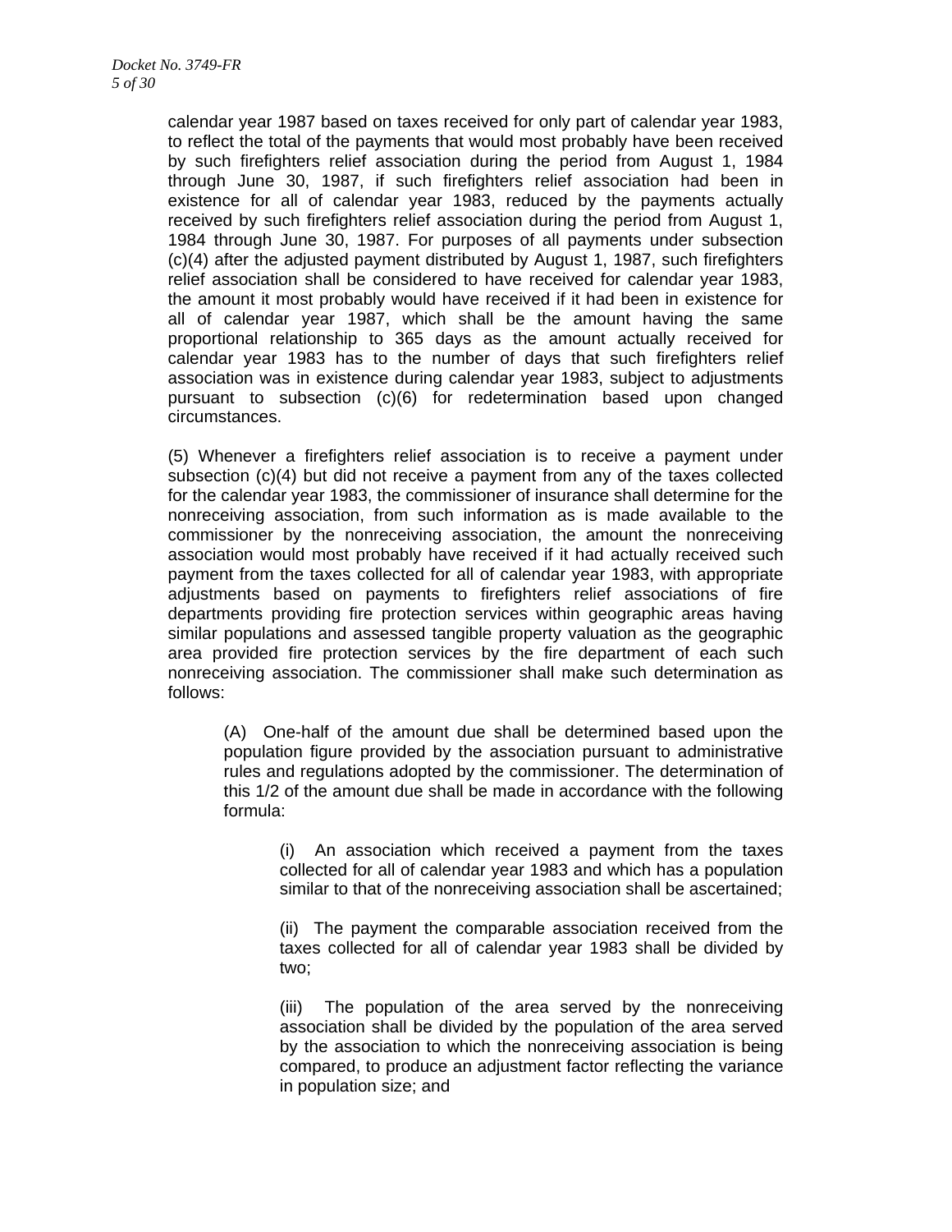calendar year 1987 based on taxes received for only part of calendar year 1983, to reflect the total of the payments that would most probably have been received by such firefighters relief association during the period from August 1, 1984 through June 30, 1987, if such firefighters relief association had been in existence for all of calendar year 1983, reduced by the payments actually received by such firefighters relief association during the period from August 1, 1984 through June 30, 1987. For purposes of all payments under subsection (c)(4) after the adjusted payment distributed by August 1, 1987, such firefighters relief association shall be considered to have received for calendar year 1983, the amount it most probably would have received if it had been in existence for all of calendar year 1987, which shall be the amount having the same proportional relationship to 365 days as the amount actually received for calendar year 1983 has to the number of days that such firefighters relief association was in existence during calendar year 1983, subject to adjustments pursuant to subsection (c)(6) for redetermination based upon changed circumstances.

(5) Whenever a firefighters relief association is to receive a payment under subsection (c)(4) but did not receive a payment from any of the taxes collected for the calendar year 1983, the commissioner of insurance shall determine for the nonreceiving association, from such information as is made available to the commissioner by the nonreceiving association, the amount the nonreceiving association would most probably have received if it had actually received such payment from the taxes collected for all of calendar year 1983, with appropriate adjustments based on payments to firefighters relief associations of fire departments providing fire protection services within geographic areas having similar populations and assessed tangible property valuation as the geographic area provided fire protection services by the fire department of each such nonreceiving association. The commissioner shall make such determination as follows:

> (A) One-half of the amount due shall be determined based upon the population figure provided by the association pursuant to administrative rules and regulations adopted by the commissioner. The determination of this 1/2 of the amount due shall be made in accordance with the following formula:
>
> > (i) An association which received a payment from the taxes collected for all of calendar year 1983 and which has a population similar to that of the nonreceiving association shall be ascertained;
> >
> > (ii) The payment the comparable association received from the taxes collected for all of calendar year 1983 shall be divided by two;
> >
> > (iii) The population of the area served by the nonreceiving association shall be divided by the population of the area served by the association to which the nonreceiving association is being compared, to produce an adjustment factor reflecting the variance in population size; and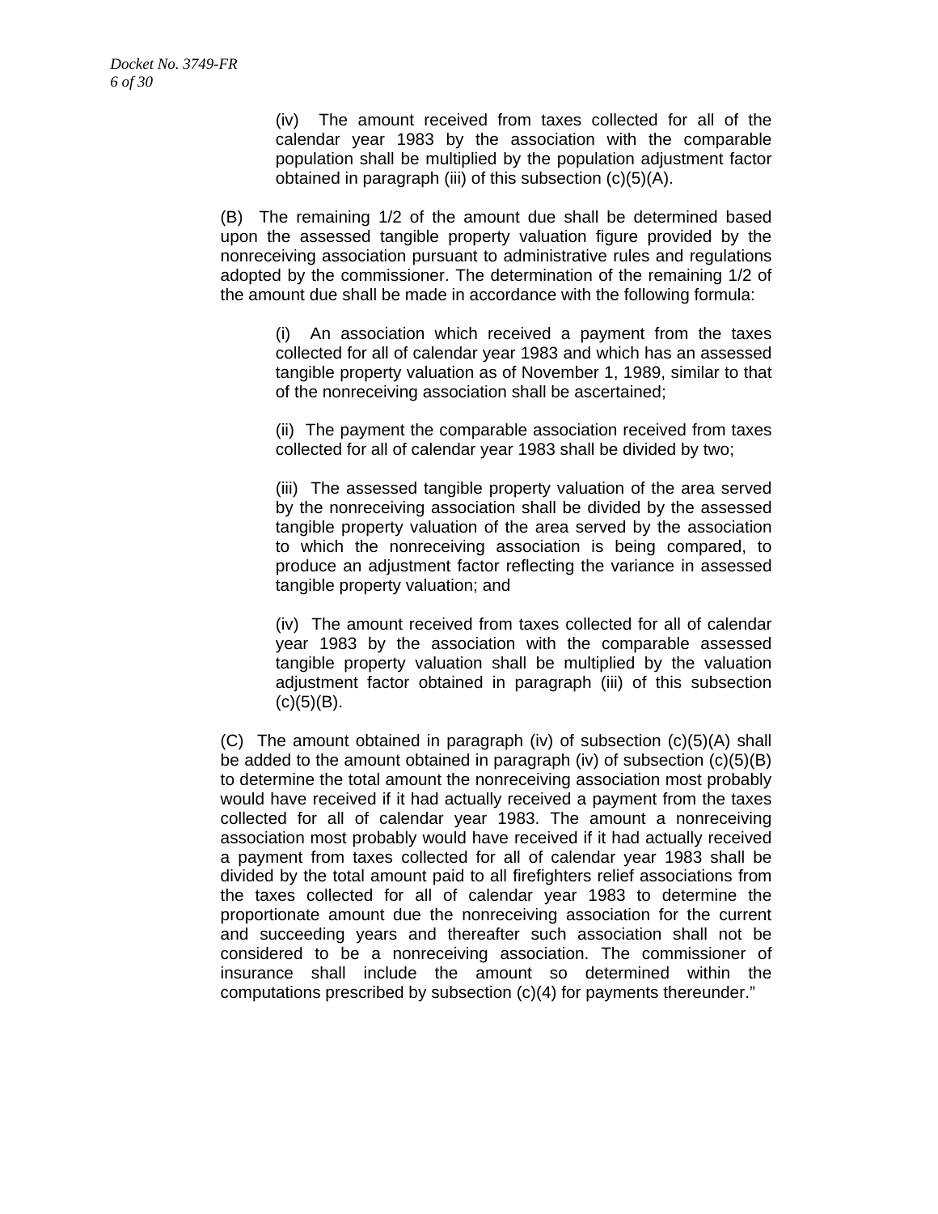(iv) The amount received from taxes collected for all of the calendar year 1983 by the association with the comparable population shall be multiplied by the population adjustment factor obtained in paragraph (iii) of this subsection (c)(5)(A).

(B) The remaining 1/2 of the amount due shall be determined based upon the assessed tangible property valuation figure provided by the nonreceiving association pursuant to administrative rules and regulations adopted by the commissioner. The determination of the remaining 1/2 of the amount due shall be made in accordance with the following formula:

(i) An association which received a payment from the taxes collected for all of calendar year 1983 and which has an assessed tangible property valuation as of November 1, 1989, similar to that of the nonreceiving association shall be ascertained;

(ii) The payment the comparable association received from taxes collected for all of calendar year 1983 shall be divided by two;

(iii) The assessed tangible property valuation of the area served by the nonreceiving association shall be divided by the assessed tangible property valuation of the area served by the association to which the nonreceiving association is being compared, to produce an adjustment factor reflecting the variance in assessed tangible property valuation; and

(iv) The amount received from taxes collected for all of calendar year 1983 by the association with the comparable assessed tangible property valuation shall be multiplied by the valuation adjustment factor obtained in paragraph (iii) of this subsection (c)(5)(B).

(C) The amount obtained in paragraph (iv) of subsection (c)(5)(A) shall be added to the amount obtained in paragraph (iv) of subsection (c)(5)(B) to determine the total amount the nonreceiving association most probably would have received if it had actually received a payment from the taxes collected for all of calendar year 1983. The amount a nonreceiving association most probably would have received if it had actually received a payment from taxes collected for all of calendar year 1983 shall be divided by the total amount paid to all firefighters relief associations from the taxes collected for all of calendar year 1983 to determine the proportionate amount due the nonreceiving association for the current and succeeding years and thereafter such association shall not be considered to be a nonreceiving association. The commissioner of insurance shall include the amount so determined within the computations prescribed by subsection (c)(4) for payments thereunder."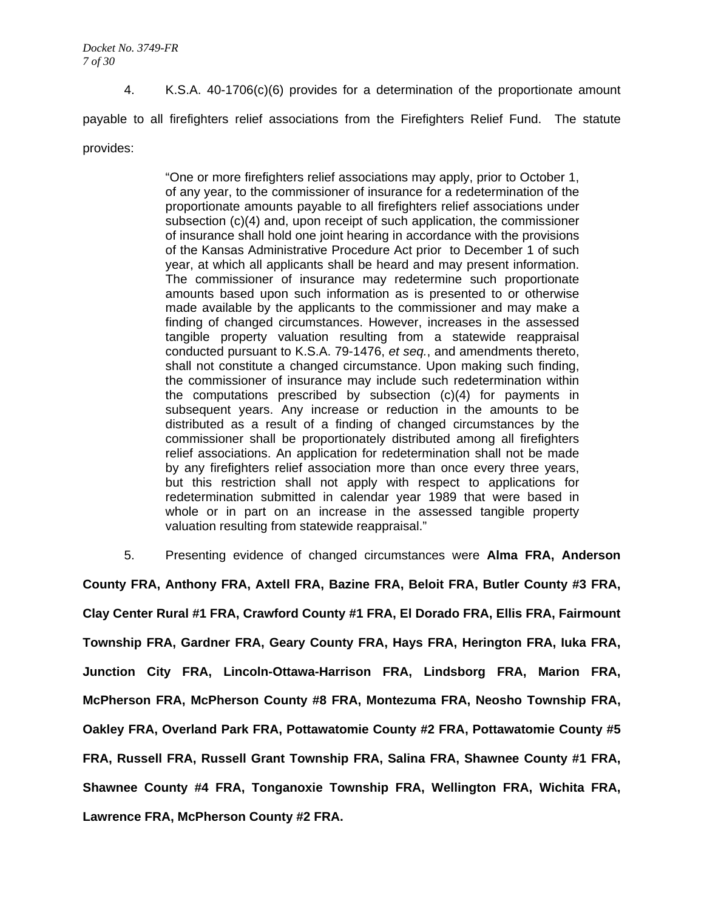4. K.S.A. 40-1706(c)(6) provides for a determination of the proportionate amount payable to all firefighters relief associations from the Firefighters Relief Fund. The statute provides:

> "One or more firefighters relief associations may apply, prior to October 1, of any year, to the commissioner of insurance for a redetermination of the proportionate amounts payable to all firefighters relief associations under subsection (c)(4) and, upon receipt of such application, the commissioner of insurance shall hold one joint hearing in accordance with the provisions of the Kansas Administrative Procedure Act prior to December 1 of such year, at which all applicants shall be heard and may present information. The commissioner of insurance may redetermine such proportionate amounts based upon such information as is presented to or otherwise made available by the applicants to the commissioner and may make a finding of changed circumstances. However, increases in the assessed tangible property valuation resulting from a statewide reappraisal conducted pursuant to K.S.A. 79-1476, *et seq.*, and amendments thereto, shall not constitute a changed circumstance. Upon making such finding, the commissioner of insurance may include such redetermination within the computations prescribed by subsection (c)(4) for payments in subsequent years. Any increase or reduction in the amounts to be distributed as a result of a finding of changed circumstances by the commissioner shall be proportionately distributed among all firefighters relief associations. An application for redetermination shall not be made by any firefighters relief association more than once every three years, but this restriction shall not apply with respect to applications for redetermination submitted in calendar year 1989 that were based in whole or in part on an increase in the assessed tangible property valuation resulting from statewide reappraisal."

5. Presenting evidence of changed circumstances were **Alma FRA, Anderson County FRA, Anthony FRA, Axtell FRA, Bazine FRA, Beloit FRA, Butler County #3 FRA, Clay Center Rural #1 FRA, Crawford County #1 FRA, El Dorado FRA, Ellis FRA, Fairmount Township FRA, Gardner FRA, Geary County FRA, Hays FRA, Herington FRA, Iuka FRA, Junction City FRA, Lincoln-Ottawa-Harrison FRA, Lindsborg FRA, Marion FRA, McPherson FRA, McPherson County #8 FRA, Montezuma FRA, Neosho Township FRA, Oakley FRA, Overland Park FRA, Pottawatomie County #2 FRA, Pottawatomie County #5 FRA, Russell FRA, Russell Grant Township FRA, Salina FRA, Shawnee County #1 FRA, Shawnee County #4 FRA, Tonganoxie Township FRA, Wellington FRA, Wichita FRA, Lawrence FRA, McPherson County #2 FRA.**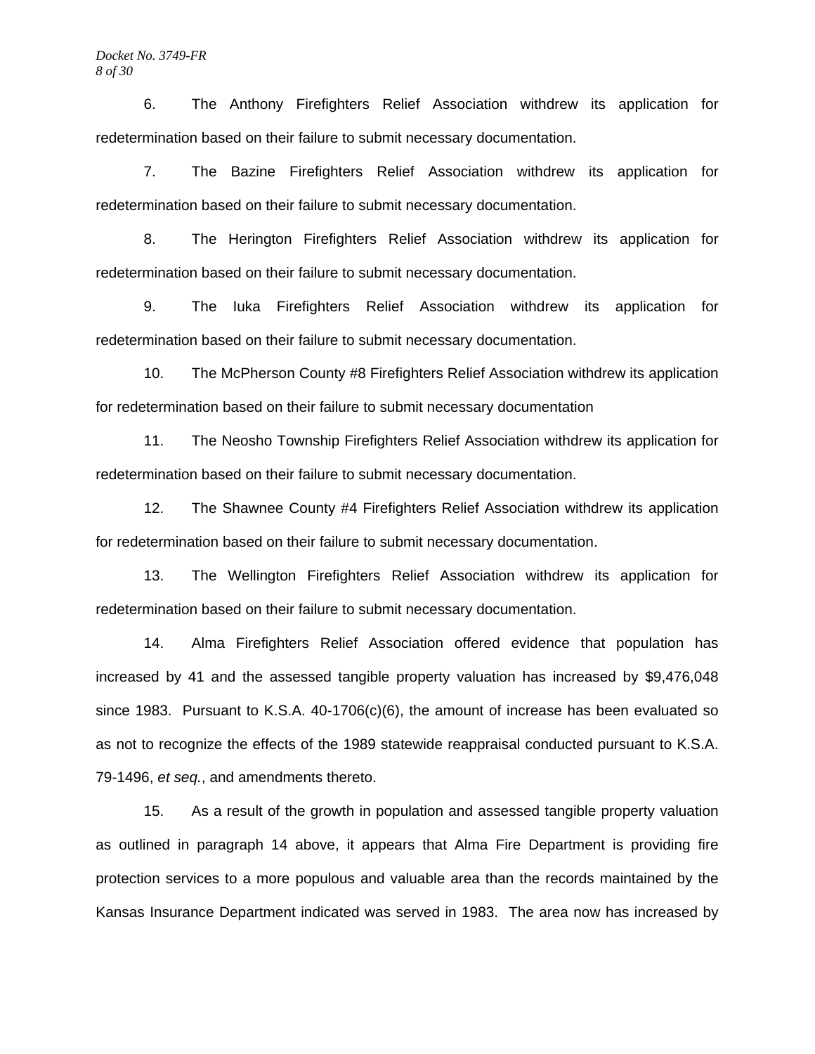6. The Anthony Firefighters Relief Association withdrew its application for redetermination based on their failure to submit necessary documentation.

7. The Bazine Firefighters Relief Association withdrew its application for redetermination based on their failure to submit necessary documentation.

8. The Herington Firefighters Relief Association withdrew its application for redetermination based on their failure to submit necessary documentation.

9. The Iuka Firefighters Relief Association withdrew its application for redetermination based on their failure to submit necessary documentation.

10. The McPherson County #8 Firefighters Relief Association withdrew its application for redetermination based on their failure to submit necessary documentation

11. The Neosho Township Firefighters Relief Association withdrew its application for redetermination based on their failure to submit necessary documentation.

12. The Shawnee County #4 Firefighters Relief Association withdrew its application for redetermination based on their failure to submit necessary documentation.

13. The Wellington Firefighters Relief Association withdrew its application for redetermination based on their failure to submit necessary documentation.

14. Alma Firefighters Relief Association offered evidence that population has increased by 41 and the assessed tangible property valuation has increased by $9,476,048 since 1983. Pursuant to K.S.A. 40-1706(c)(6), the amount of increase has been evaluated so as not to recognize the effects of the 1989 statewide reappraisal conducted pursuant to K.S.A. 79-1496, *et seq.*, and amendments thereto.

15. As a result of the growth in population and assessed tangible property valuation as outlined in paragraph 14 above, it appears that Alma Fire Department is providing fire protection services to a more populous and valuable area than the records maintained by the Kansas Insurance Department indicated was served in 1983. The area now has increased by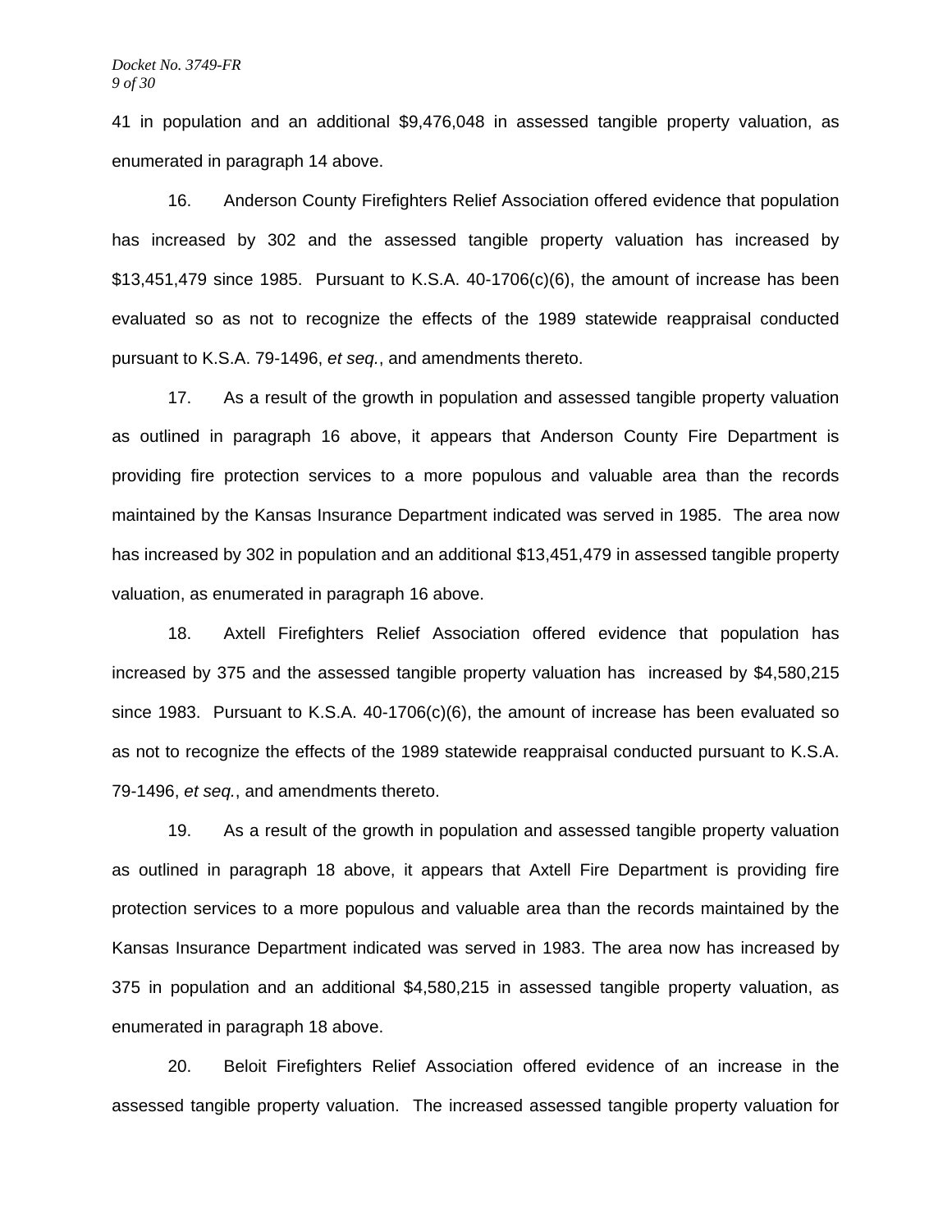41 in population and an additional $9,476,048 in assessed tangible property valuation, as enumerated in paragraph 14 above.

16. Anderson County Firefighters Relief Association offered evidence that population has increased by 302 and the assessed tangible property valuation has increased by $13,451,479 since 1985. Pursuant to K.S.A. 40-1706(c)(6), the amount of increase has been evaluated so as not to recognize the effects of the 1989 statewide reappraisal conducted pursuant to K.S.A. 79-1496, *et seq.*, and amendments thereto.

17. As a result of the growth in population and assessed tangible property valuation as outlined in paragraph 16 above, it appears that Anderson County Fire Department is providing fire protection services to a more populous and valuable area than the records maintained by the Kansas Insurance Department indicated was served in 1985. The area now has increased by 302 in population and an additional $13,451,479 in assessed tangible property valuation, as enumerated in paragraph 16 above.

18. Axtell Firefighters Relief Association offered evidence that population has increased by 375 and the assessed tangible property valuation has increased by $4,580,215 since 1983. Pursuant to K.S.A. 40-1706(c)(6), the amount of increase has been evaluated so as not to recognize the effects of the 1989 statewide reappraisal conducted pursuant to K.S.A. 79-1496, *et seq.*, and amendments thereto.

19. As a result of the growth in population and assessed tangible property valuation as outlined in paragraph 18 above, it appears that Axtell Fire Department is providing fire protection services to a more populous and valuable area than the records maintained by the Kansas Insurance Department indicated was served in 1983. The area now has increased by 375 in population and an additional $4,580,215 in assessed tangible property valuation, as enumerated in paragraph 18 above.

20. Beloit Firefighters Relief Association offered evidence of an increase in the assessed tangible property valuation. The increased assessed tangible property valuation for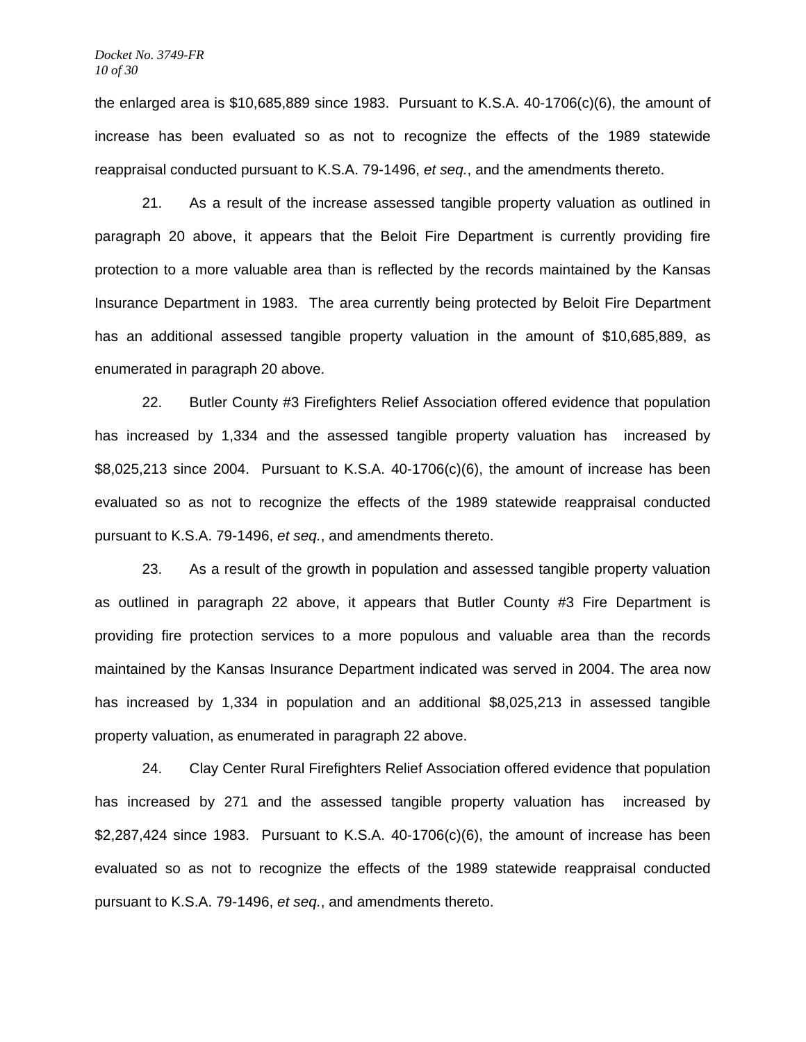the enlarged area is $10,685,889 since 1983. Pursuant to K.S.A. 40-1706(c)(6), the amount of increase has been evaluated so as not to recognize the effects of the 1989 statewide reappraisal conducted pursuant to K.S.A. 79-1496, *et seq.*, and the amendments thereto.

21. As a result of the increase assessed tangible property valuation as outlined in paragraph 20 above, it appears that the Beloit Fire Department is currently providing fire protection to a more valuable area than is reflected by the records maintained by the Kansas Insurance Department in 1983. The area currently being protected by Beloit Fire Department has an additional assessed tangible property valuation in the amount of $10,685,889, as enumerated in paragraph 20 above.

22. Butler County #3 Firefighters Relief Association offered evidence that population has increased by 1,334 and the assessed tangible property valuation has increased by $8,025,213 since 2004. Pursuant to K.S.A. 40-1706(c)(6), the amount of increase has been evaluated so as not to recognize the effects of the 1989 statewide reappraisal conducted pursuant to K.S.A. 79-1496, *et seq.*, and amendments thereto.

23. As a result of the growth in population and assessed tangible property valuation as outlined in paragraph 22 above, it appears that Butler County #3 Fire Department is providing fire protection services to a more populous and valuable area than the records maintained by the Kansas Insurance Department indicated was served in 2004. The area now has increased by 1,334 in population and an additional $8,025,213 in assessed tangible property valuation, as enumerated in paragraph 22 above.

24. Clay Center Rural Firefighters Relief Association offered evidence that population has increased by 271 and the assessed tangible property valuation has increased by $2,287,424 since 1983. Pursuant to K.S.A. 40-1706(c)(6), the amount of increase has been evaluated so as not to recognize the effects of the 1989 statewide reappraisal conducted pursuant to K.S.A. 79-1496, *et seq.*, and amendments thereto.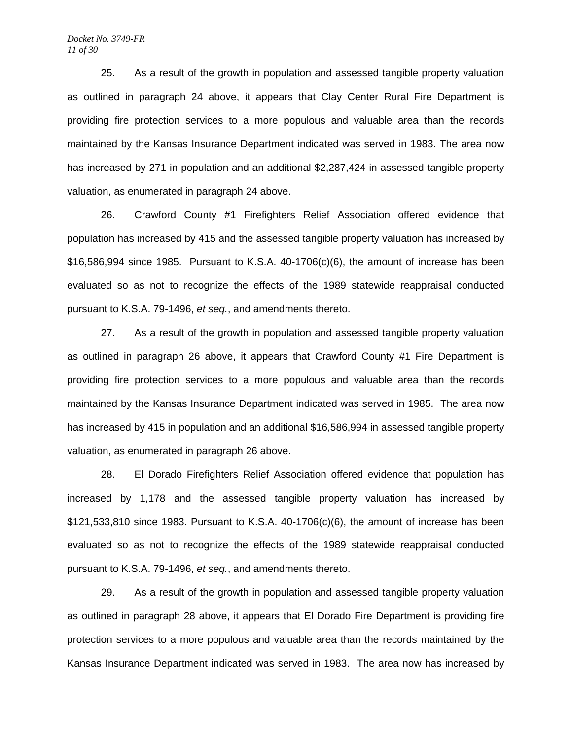25. As a result of the growth in population and assessed tangible property valuation as outlined in paragraph 24 above, it appears that Clay Center Rural Fire Department is providing fire protection services to a more populous and valuable area than the records maintained by the Kansas Insurance Department indicated was served in 1983. The area now has increased by 271 in population and an additional $2,287,424 in assessed tangible property valuation, as enumerated in paragraph 24 above.

26. Crawford County #1 Firefighters Relief Association offered evidence that population has increased by 415 and the assessed tangible property valuation has increased by $16,586,994 since 1985. Pursuant to K.S.A. 40-1706(c)(6), the amount of increase has been evaluated so as not to recognize the effects of the 1989 statewide reappraisal conducted pursuant to K.S.A. 79-1496, *et seq.*, and amendments thereto.

27. As a result of the growth in population and assessed tangible property valuation as outlined in paragraph 26 above, it appears that Crawford County #1 Fire Department is providing fire protection services to a more populous and valuable area than the records maintained by the Kansas Insurance Department indicated was served in 1985. The area now has increased by 415 in population and an additional $16,586,994 in assessed tangible property valuation, as enumerated in paragraph 26 above.

28. El Dorado Firefighters Relief Association offered evidence that population has increased by 1,178 and the assessed tangible property valuation has increased by $121,533,810 since 1983. Pursuant to K.S.A. 40-1706(c)(6), the amount of increase has been evaluated so as not to recognize the effects of the 1989 statewide reappraisal conducted pursuant to K.S.A. 79-1496, *et seq.*, and amendments thereto.

29. As a result of the growth in population and assessed tangible property valuation as outlined in paragraph 28 above, it appears that El Dorado Fire Department is providing fire protection services to a more populous and valuable area than the records maintained by the Kansas Insurance Department indicated was served in 1983. The area now has increased by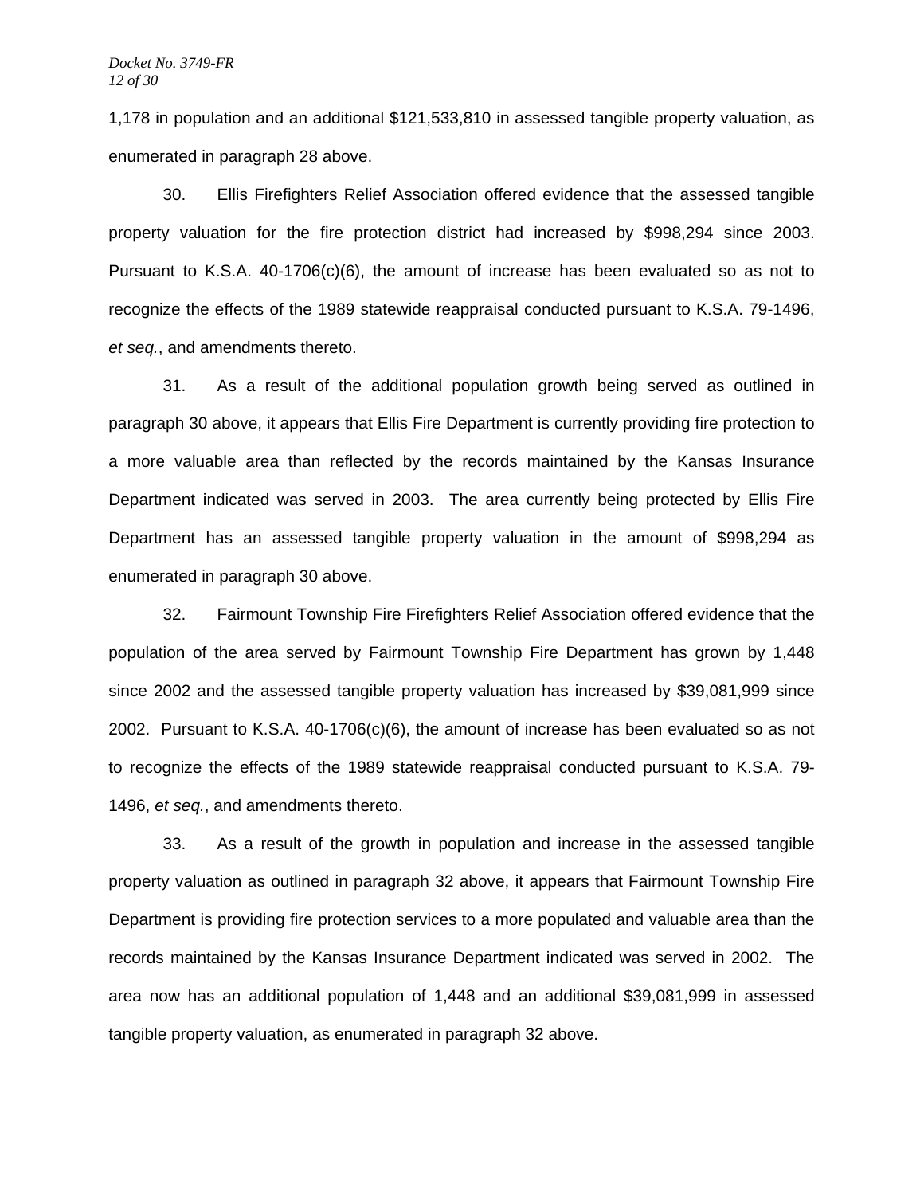1,178 in population and an additional $121,533,810 in assessed tangible property valuation, as enumerated in paragraph 28 above.

30. Ellis Firefighters Relief Association offered evidence that the assessed tangible property valuation for the fire protection district had increased by $998,294 since 2003. Pursuant to K.S.A. 40-1706(c)(6), the amount of increase has been evaluated so as not to recognize the effects of the 1989 statewide reappraisal conducted pursuant to K.S.A. 79-1496, *et seq.*, and amendments thereto.

31. As a result of the additional population growth being served as outlined in paragraph 30 above, it appears that Ellis Fire Department is currently providing fire protection to a more valuable area than reflected by the records maintained by the Kansas Insurance Department indicated was served in 2003. The area currently being protected by Ellis Fire Department has an assessed tangible property valuation in the amount of $998,294 as enumerated in paragraph 30 above.

32. Fairmount Township Fire Firefighters Relief Association offered evidence that the population of the area served by Fairmount Township Fire Department has grown by 1,448 since 2002 and the assessed tangible property valuation has increased by $39,081,999 since 2002. Pursuant to K.S.A. 40-1706(c)(6), the amount of increase has been evaluated so as not to recognize the effects of the 1989 statewide reappraisal conducted pursuant to K.S.A. 79-1496, *et seq.*, and amendments thereto.

33. As a result of the growth in population and increase in the assessed tangible property valuation as outlined in paragraph 32 above, it appears that Fairmount Township Fire Department is providing fire protection services to a more populated and valuable area than the records maintained by the Kansas Insurance Department indicated was served in 2002. The area now has an additional population of 1,448 and an additional $39,081,999 in assessed tangible property valuation, as enumerated in paragraph 32 above.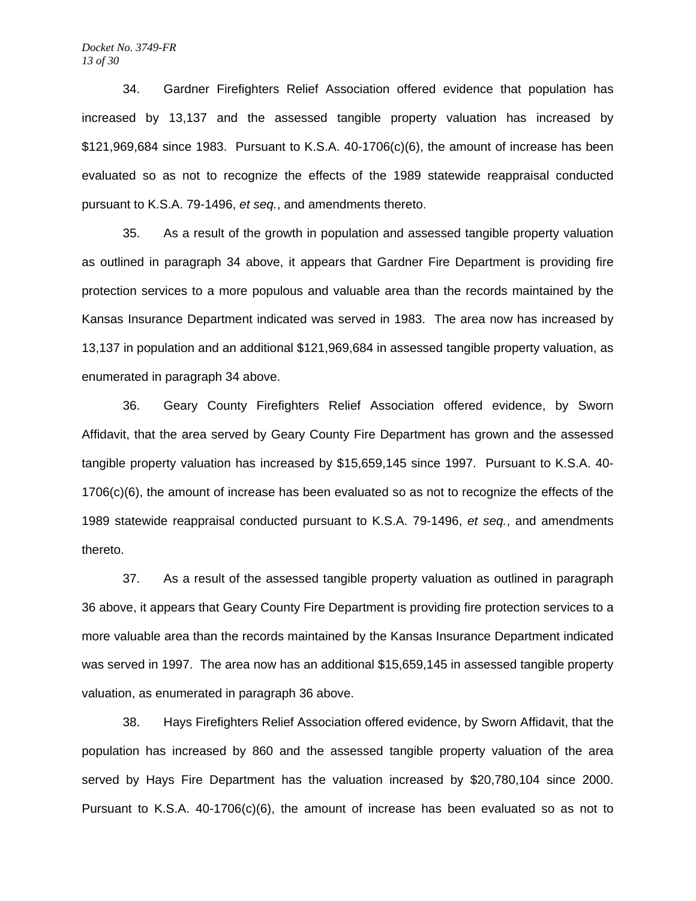34. Gardner Firefighters Relief Association offered evidence that population has increased by 13,137 and the assessed tangible property valuation has increased by $121,969,684 since 1983. Pursuant to K.S.A. 40-1706(c)(6), the amount of increase has been evaluated so as not to recognize the effects of the 1989 statewide reappraisal conducted pursuant to K.S.A. 79-1496, *et seq.*, and amendments thereto.

35. As a result of the growth in population and assessed tangible property valuation as outlined in paragraph 34 above, it appears that Gardner Fire Department is providing fire protection services to a more populous and valuable area than the records maintained by the Kansas Insurance Department indicated was served in 1983. The area now has increased by 13,137 in population and an additional $121,969,684 in assessed tangible property valuation, as enumerated in paragraph 34 above.

36. Geary County Firefighters Relief Association offered evidence, by Sworn Affidavit, that the area served by Geary County Fire Department has grown and the assessed tangible property valuation has increased by $15,659,145 since 1997. Pursuant to K.S.A. 40-1706(c)(6), the amount of increase has been evaluated so as not to recognize the effects of the 1989 statewide reappraisal conducted pursuant to K.S.A. 79-1496, *et seq.*, and amendments thereto.

37. As a result of the assessed tangible property valuation as outlined in paragraph 36 above, it appears that Geary County Fire Department is providing fire protection services to a more valuable area than the records maintained by the Kansas Insurance Department indicated was served in 1997. The area now has an additional $15,659,145 in assessed tangible property valuation, as enumerated in paragraph 36 above.

38. Hays Firefighters Relief Association offered evidence, by Sworn Affidavit, that the population has increased by 860 and the assessed tangible property valuation of the area served by Hays Fire Department has the valuation increased by $20,780,104 since 2000. Pursuant to K.S.A. 40-1706(c)(6), the amount of increase has been evaluated so as not to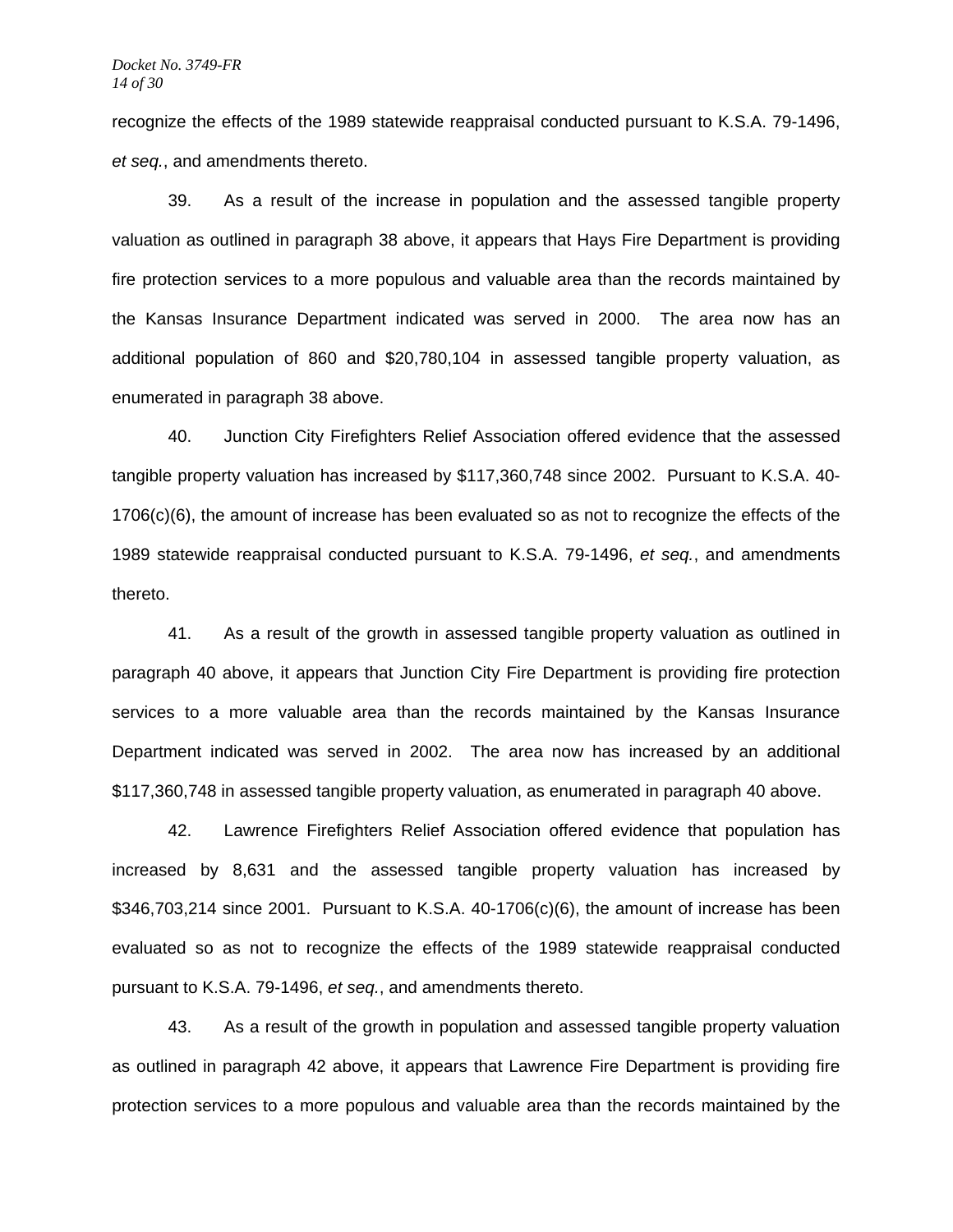recognize the effects of the 1989 statewide reappraisal conducted pursuant to K.S.A. 79-1496, *et seq.*, and amendments thereto.

39. As a result of the increase in population and the assessed tangible property valuation as outlined in paragraph 38 above, it appears that Hays Fire Department is providing fire protection services to a more populous and valuable area than the records maintained by the Kansas Insurance Department indicated was served in 2000. The area now has an additional population of 860 and $20,780,104 in assessed tangible property valuation, as enumerated in paragraph 38 above.

40. Junction City Firefighters Relief Association offered evidence that the assessed tangible property valuation has increased by $117,360,748 since 2002. Pursuant to K.S.A. 40-1706(c)(6), the amount of increase has been evaluated so as not to recognize the effects of the 1989 statewide reappraisal conducted pursuant to K.S.A. 79-1496, *et seq.*, and amendments thereto.

41. As a result of the growth in assessed tangible property valuation as outlined in paragraph 40 above, it appears that Junction City Fire Department is providing fire protection services to a more valuable area than the records maintained by the Kansas Insurance Department indicated was served in 2002. The area now has increased by an additional $117,360,748 in assessed tangible property valuation, as enumerated in paragraph 40 above.

42. Lawrence Firefighters Relief Association offered evidence that population has increased by 8,631 and the assessed tangible property valuation has increased by $346,703,214 since 2001. Pursuant to K.S.A. 40-1706(c)(6), the amount of increase has been evaluated so as not to recognize the effects of the 1989 statewide reappraisal conducted pursuant to K.S.A. 79-1496, *et seq.*, and amendments thereto.

43. As a result of the growth in population and assessed tangible property valuation as outlined in paragraph 42 above, it appears that Lawrence Fire Department is providing fire protection services to a more populous and valuable area than the records maintained by the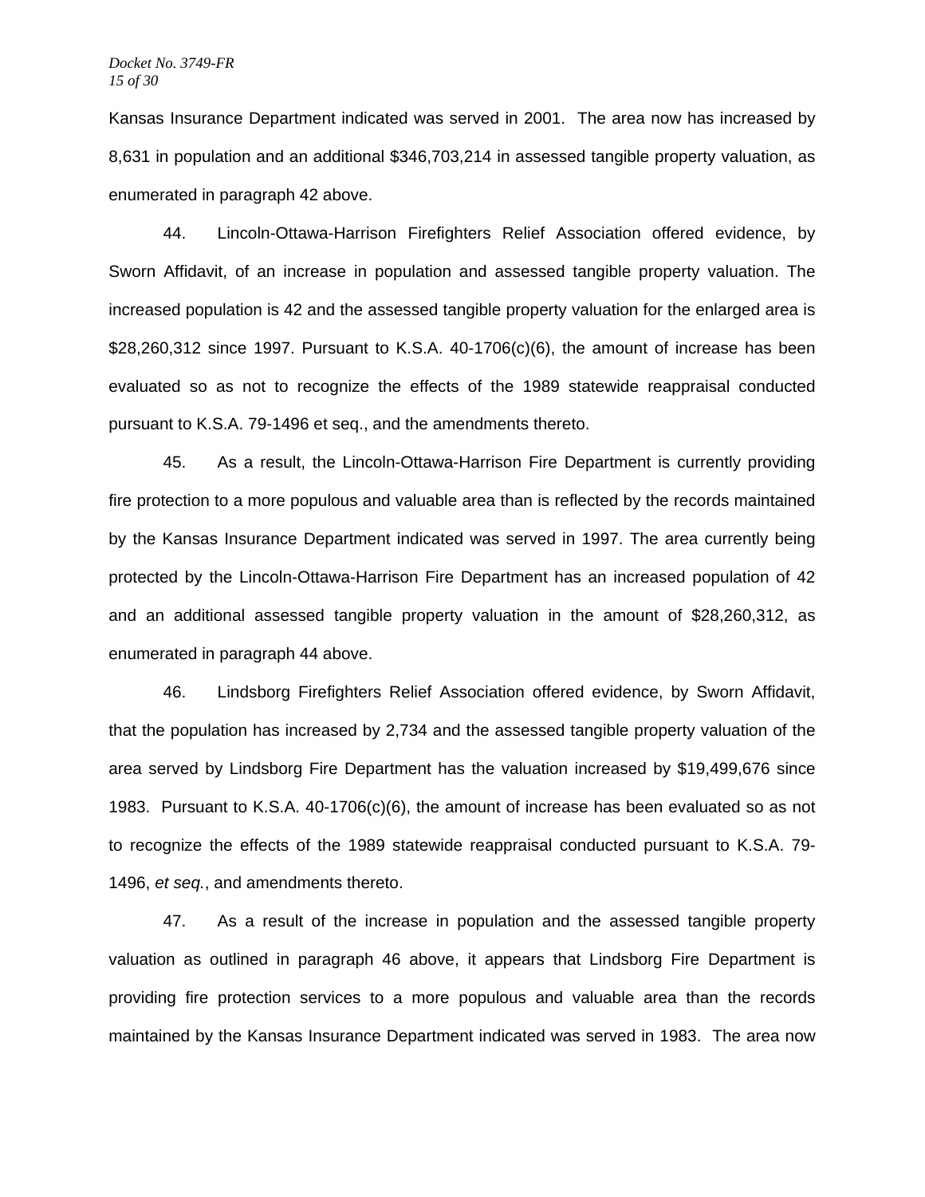Kansas Insurance Department indicated was served in 2001. The area now has increased by 8,631 in population and an additional $346,703,214 in assessed tangible property valuation, as enumerated in paragraph 42 above.

44. Lincoln-Ottawa-Harrison Firefighters Relief Association offered evidence, by Sworn Affidavit, of an increase in population and assessed tangible property valuation. The increased population is 42 and the assessed tangible property valuation for the enlarged area is $28,260,312 since 1997. Pursuant to K.S.A. 40-1706(c)(6), the amount of increase has been evaluated so as not to recognize the effects of the 1989 statewide reappraisal conducted pursuant to K.S.A. 79-1496 et seq., and the amendments thereto.

45. As a result, the Lincoln-Ottawa-Harrison Fire Department is currently providing fire protection to a more populous and valuable area than is reflected by the records maintained by the Kansas Insurance Department indicated was served in 1997. The area currently being protected by the Lincoln-Ottawa-Harrison Fire Department has an increased population of 42 and an additional assessed tangible property valuation in the amount of $28,260,312, as enumerated in paragraph 44 above.

46. Lindsborg Firefighters Relief Association offered evidence, by Sworn Affidavit, that the population has increased by 2,734 and the assessed tangible property valuation of the area served by Lindsborg Fire Department has the valuation increased by $19,499,676 since 1983. Pursuant to K.S.A. 40-1706(c)(6), the amount of increase has been evaluated so as not to recognize the effects of the 1989 statewide reappraisal conducted pursuant to K.S.A. 79-1496, *et seq.*, and amendments thereto.

47. As a result of the increase in population and the assessed tangible property valuation as outlined in paragraph 46 above, it appears that Lindsborg Fire Department is providing fire protection services to a more populous and valuable area than the records maintained by the Kansas Insurance Department indicated was served in 1983. The area now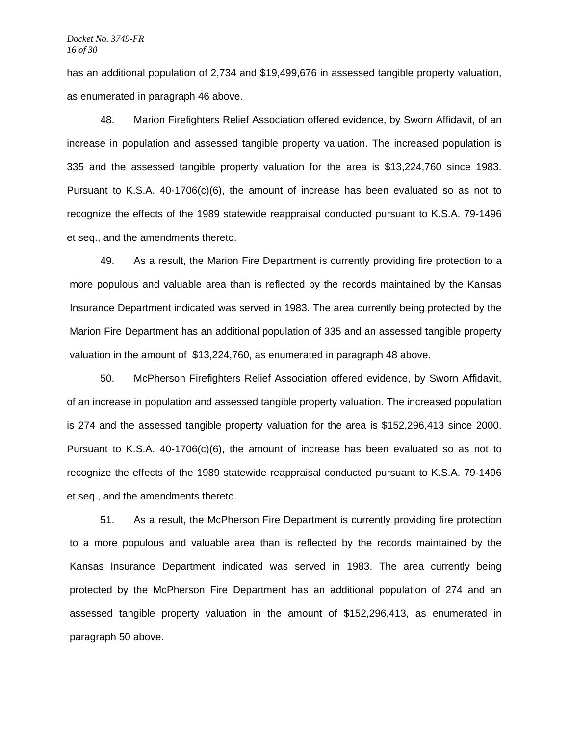has an additional population of 2,734 and $19,499,676 in assessed tangible property valuation, as enumerated in paragraph 46 above.

48. Marion Firefighters Relief Association offered evidence, by Sworn Affidavit, of an increase in population and assessed tangible property valuation. The increased population is 335 and the assessed tangible property valuation for the area is $13,224,760 since 1983. Pursuant to K.S.A. 40-1706(c)(6), the amount of increase has been evaluated so as not to recognize the effects of the 1989 statewide reappraisal conducted pursuant to K.S.A. 79-1496 et seq., and the amendments thereto.

49. As a result, the Marion Fire Department is currently providing fire protection to a more populous and valuable area than is reflected by the records maintained by the Kansas Insurance Department indicated was served in 1983. The area currently being protected by the Marion Fire Department has an additional population of 335 and an assessed tangible property valuation in the amount of $13,224,760, as enumerated in paragraph 48 above.

50. McPherson Firefighters Relief Association offered evidence, by Sworn Affidavit, of an increase in population and assessed tangible property valuation. The increased population is 274 and the assessed tangible property valuation for the area is $152,296,413 since 2000. Pursuant to K.S.A. 40-1706(c)(6), the amount of increase has been evaluated so as not to recognize the effects of the 1989 statewide reappraisal conducted pursuant to K.S.A. 79-1496 et seq., and the amendments thereto.

51. As a result, the McPherson Fire Department is currently providing fire protection to a more populous and valuable area than is reflected by the records maintained by the Kansas Insurance Department indicated was served in 1983. The area currently being protected by the McPherson Fire Department has an additional population of 274 and an assessed tangible property valuation in the amount of $152,296,413, as enumerated in paragraph 50 above.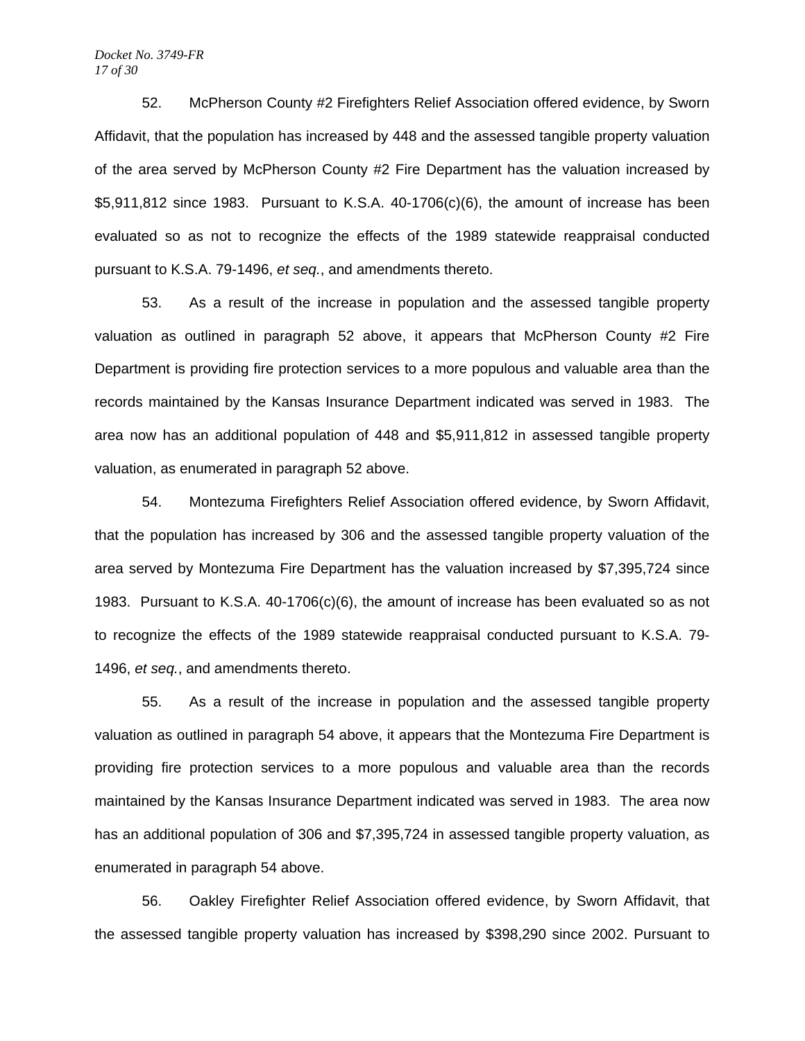52. McPherson County #2 Firefighters Relief Association offered evidence, by Sworn Affidavit, that the population has increased by 448 and the assessed tangible property valuation of the area served by McPherson County #2 Fire Department has the valuation increased by $5,911,812 since 1983. Pursuant to K.S.A. 40-1706(c)(6), the amount of increase has been evaluated so as not to recognize the effects of the 1989 statewide reappraisal conducted pursuant to K.S.A. 79-1496, *et seq.*, and amendments thereto.

53. As a result of the increase in population and the assessed tangible property valuation as outlined in paragraph 52 above, it appears that McPherson County #2 Fire Department is providing fire protection services to a more populous and valuable area than the records maintained by the Kansas Insurance Department indicated was served in 1983. The area now has an additional population of 448 and $5,911,812 in assessed tangible property valuation, as enumerated in paragraph 52 above.

54. Montezuma Firefighters Relief Association offered evidence, by Sworn Affidavit, that the population has increased by 306 and the assessed tangible property valuation of the area served by Montezuma Fire Department has the valuation increased by $7,395,724 since 1983. Pursuant to K.S.A. 40-1706(c)(6), the amount of increase has been evaluated so as not to recognize the effects of the 1989 statewide reappraisal conducted pursuant to K.S.A. 79-1496, *et seq.*, and amendments thereto.

55. As a result of the increase in population and the assessed tangible property valuation as outlined in paragraph 54 above, it appears that the Montezuma Fire Department is providing fire protection services to a more populous and valuable area than the records maintained by the Kansas Insurance Department indicated was served in 1983. The area now has an additional population of 306 and $7,395,724 in assessed tangible property valuation, as enumerated in paragraph 54 above.

56. Oakley Firefighter Relief Association offered evidence, by Sworn Affidavit, that the assessed tangible property valuation has increased by $398,290 since 2002. Pursuant to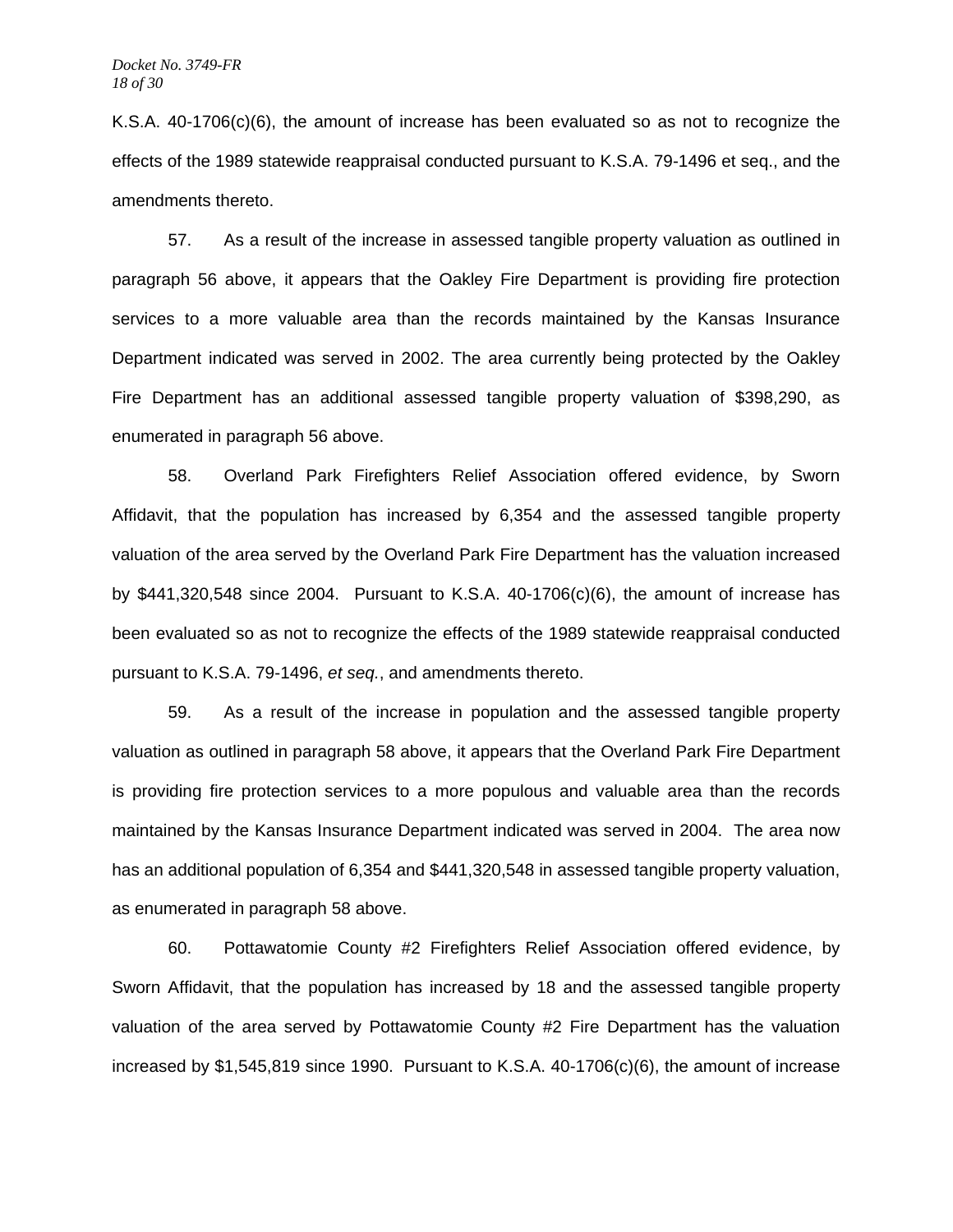K.S.A. 40-1706(c)(6), the amount of increase has been evaluated so as not to recognize the effects of the 1989 statewide reappraisal conducted pursuant to K.S.A. 79-1496 et seq., and the amendments thereto.

57. As a result of the increase in assessed tangible property valuation as outlined in paragraph 56 above, it appears that the Oakley Fire Department is providing fire protection services to a more valuable area than the records maintained by the Kansas Insurance Department indicated was served in 2002. The area currently being protected by the Oakley Fire Department has an additional assessed tangible property valuation of $398,290, as enumerated in paragraph 56 above.

58. Overland Park Firefighters Relief Association offered evidence, by Sworn Affidavit, that the population has increased by 6,354 and the assessed tangible property valuation of the area served by the Overland Park Fire Department has the valuation increased by $441,320,548 since 2004. Pursuant to K.S.A. 40-1706(c)(6), the amount of increase has been evaluated so as not to recognize the effects of the 1989 statewide reappraisal conducted pursuant to K.S.A. 79-1496, *et seq.*, and amendments thereto.

59. As a result of the increase in population and the assessed tangible property valuation as outlined in paragraph 58 above, it appears that the Overland Park Fire Department is providing fire protection services to a more populous and valuable area than the records maintained by the Kansas Insurance Department indicated was served in 2004. The area now has an additional population of 6,354 and $441,320,548 in assessed tangible property valuation, as enumerated in paragraph 58 above.

60. Pottawatomie County #2 Firefighters Relief Association offered evidence, by Sworn Affidavit, that the population has increased by 18 and the assessed tangible property valuation of the area served by Pottawatomie County #2 Fire Department has the valuation increased by $1,545,819 since 1990. Pursuant to K.S.A. 40-1706(c)(6), the amount of increase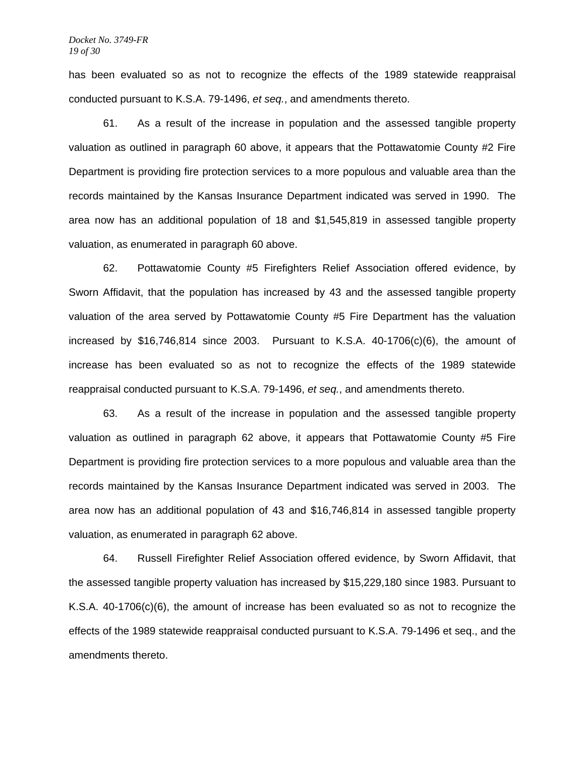has been evaluated so as not to recognize the effects of the 1989 statewide reappraisal conducted pursuant to K.S.A. 79-1496, *et seq.*, and amendments thereto.

61. As a result of the increase in population and the assessed tangible property valuation as outlined in paragraph 60 above, it appears that the Pottawatomie County #2 Fire Department is providing fire protection services to a more populous and valuable area than the records maintained by the Kansas Insurance Department indicated was served in 1990. The area now has an additional population of 18 and $1,545,819 in assessed tangible property valuation, as enumerated in paragraph 60 above.

62. Pottawatomie County #5 Firefighters Relief Association offered evidence, by Sworn Affidavit, that the population has increased by 43 and the assessed tangible property valuation of the area served by Pottawatomie County #5 Fire Department has the valuation increased by $16,746,814 since 2003. Pursuant to K.S.A. 40-1706(c)(6), the amount of increase has been evaluated so as not to recognize the effects of the 1989 statewide reappraisal conducted pursuant to K.S.A. 79-1496, *et seq.*, and amendments thereto.

63. As a result of the increase in population and the assessed tangible property valuation as outlined in paragraph 62 above, it appears that Pottawatomie County #5 Fire Department is providing fire protection services to a more populous and valuable area than the records maintained by the Kansas Insurance Department indicated was served in 2003. The area now has an additional population of 43 and $16,746,814 in assessed tangible property valuation, as enumerated in paragraph 62 above.

64. Russell Firefighter Relief Association offered evidence, by Sworn Affidavit, that the assessed tangible property valuation has increased by $15,229,180 since 1983. Pursuant to K.S.A. 40-1706(c)(6), the amount of increase has been evaluated so as not to recognize the effects of the 1989 statewide reappraisal conducted pursuant to K.S.A. 79-1496 et seq., and the amendments thereto.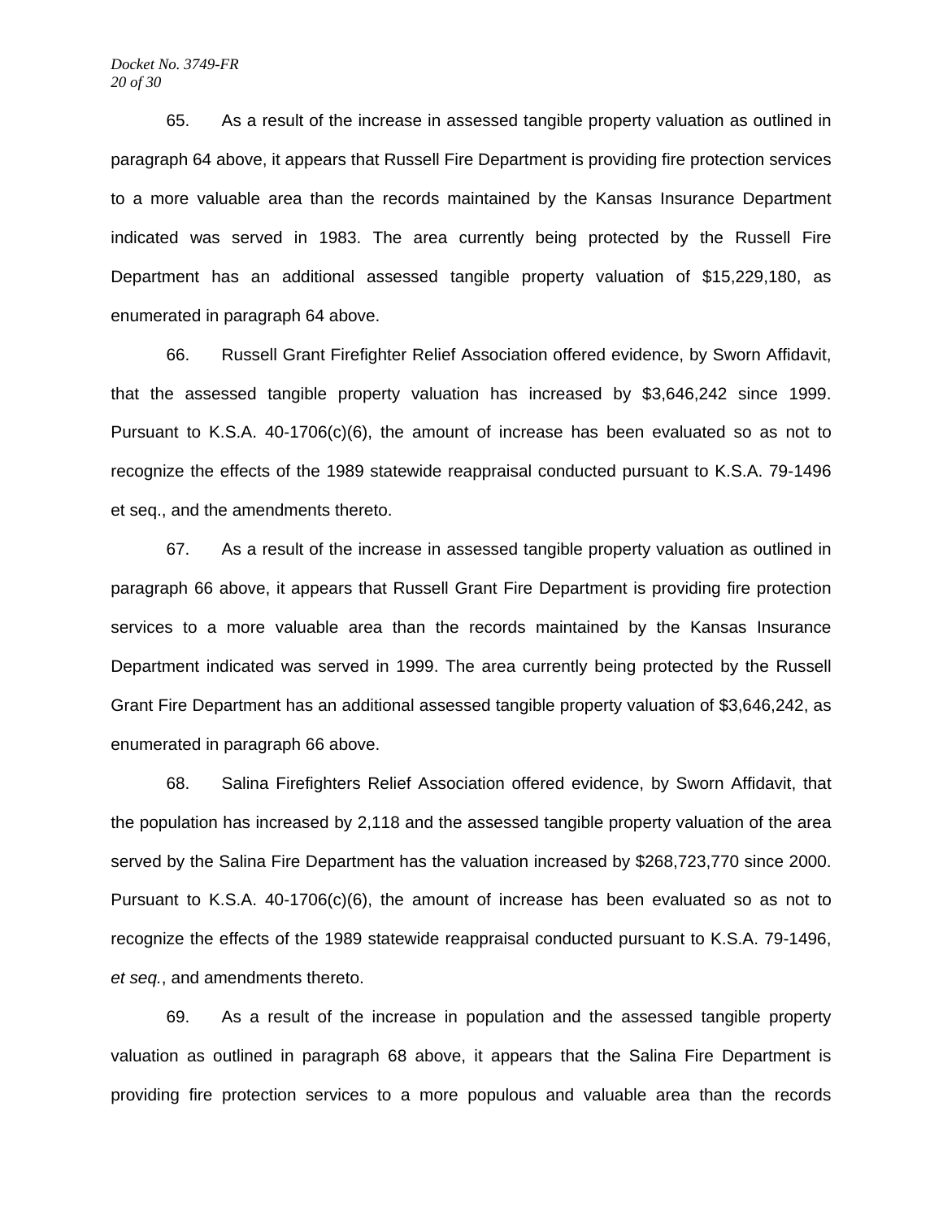65. As a result of the increase in assessed tangible property valuation as outlined in paragraph 64 above, it appears that Russell Fire Department is providing fire protection services to a more valuable area than the records maintained by the Kansas Insurance Department indicated was served in 1983. The area currently being protected by the Russell Fire Department has an additional assessed tangible property valuation of $15,229,180, as enumerated in paragraph 64 above.

66. Russell Grant Firefighter Relief Association offered evidence, by Sworn Affidavit, that the assessed tangible property valuation has increased by $3,646,242 since 1999. Pursuant to K.S.A. 40-1706(c)(6), the amount of increase has been evaluated so as not to recognize the effects of the 1989 statewide reappraisal conducted pursuant to K.S.A. 79-1496 et seq., and the amendments thereto.

67. As a result of the increase in assessed tangible property valuation as outlined in paragraph 66 above, it appears that Russell Grant Fire Department is providing fire protection services to a more valuable area than the records maintained by the Kansas Insurance Department indicated was served in 1999. The area currently being protected by the Russell Grant Fire Department has an additional assessed tangible property valuation of $3,646,242, as enumerated in paragraph 66 above.

68. Salina Firefighters Relief Association offered evidence, by Sworn Affidavit, that the population has increased by 2,118 and the assessed tangible property valuation of the area served by the Salina Fire Department has the valuation increased by $268,723,770 since 2000. Pursuant to K.S.A. 40-1706(c)(6), the amount of increase has been evaluated so as not to recognize the effects of the 1989 statewide reappraisal conducted pursuant to K.S.A. 79-1496, *et seq.*, and amendments thereto.

69. As a result of the increase in population and the assessed tangible property valuation as outlined in paragraph 68 above, it appears that the Salina Fire Department is providing fire protection services to a more populous and valuable area than the records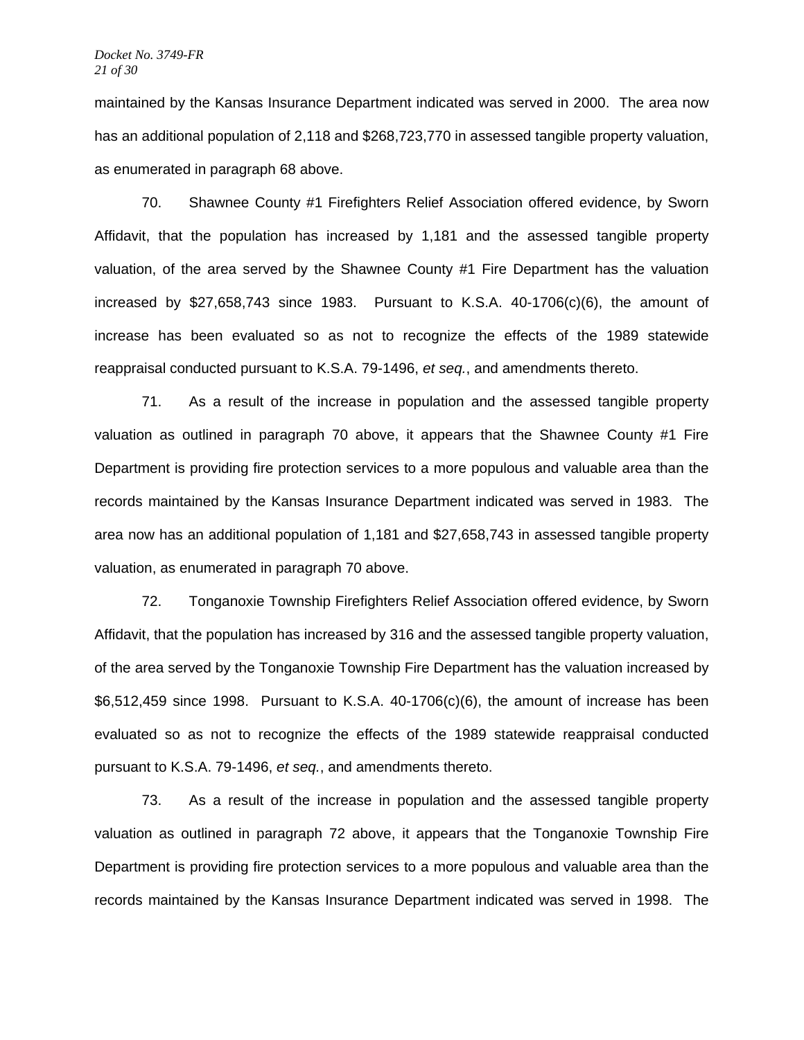maintained by the Kansas Insurance Department indicated was served in 2000. The area now has an additional population of 2,118 and $268,723,770 in assessed tangible property valuation, as enumerated in paragraph 68 above.

70. Shawnee County #1 Firefighters Relief Association offered evidence, by Sworn Affidavit, that the population has increased by 1,181 and the assessed tangible property valuation, of the area served by the Shawnee County #1 Fire Department has the valuation increased by $27,658,743 since 1983. Pursuant to K.S.A. 40-1706(c)(6), the amount of increase has been evaluated so as not to recognize the effects of the 1989 statewide reappraisal conducted pursuant to K.S.A. 79-1496, *et seq.*, and amendments thereto.

71. As a result of the increase in population and the assessed tangible property valuation as outlined in paragraph 70 above, it appears that the Shawnee County #1 Fire Department is providing fire protection services to a more populous and valuable area than the records maintained by the Kansas Insurance Department indicated was served in 1983. The area now has an additional population of 1,181 and $27,658,743 in assessed tangible property valuation, as enumerated in paragraph 70 above.

72. Tonganoxie Township Firefighters Relief Association offered evidence, by Sworn Affidavit, that the population has increased by 316 and the assessed tangible property valuation, of the area served by the Tonganoxie Township Fire Department has the valuation increased by $6,512,459 since 1998. Pursuant to K.S.A. 40-1706(c)(6), the amount of increase has been evaluated so as not to recognize the effects of the 1989 statewide reappraisal conducted pursuant to K.S.A. 79-1496, *et seq.*, and amendments thereto.

73. As a result of the increase in population and the assessed tangible property valuation as outlined in paragraph 72 above, it appears that the Tonganoxie Township Fire Department is providing fire protection services to a more populous and valuable area than the records maintained by the Kansas Insurance Department indicated was served in 1998. The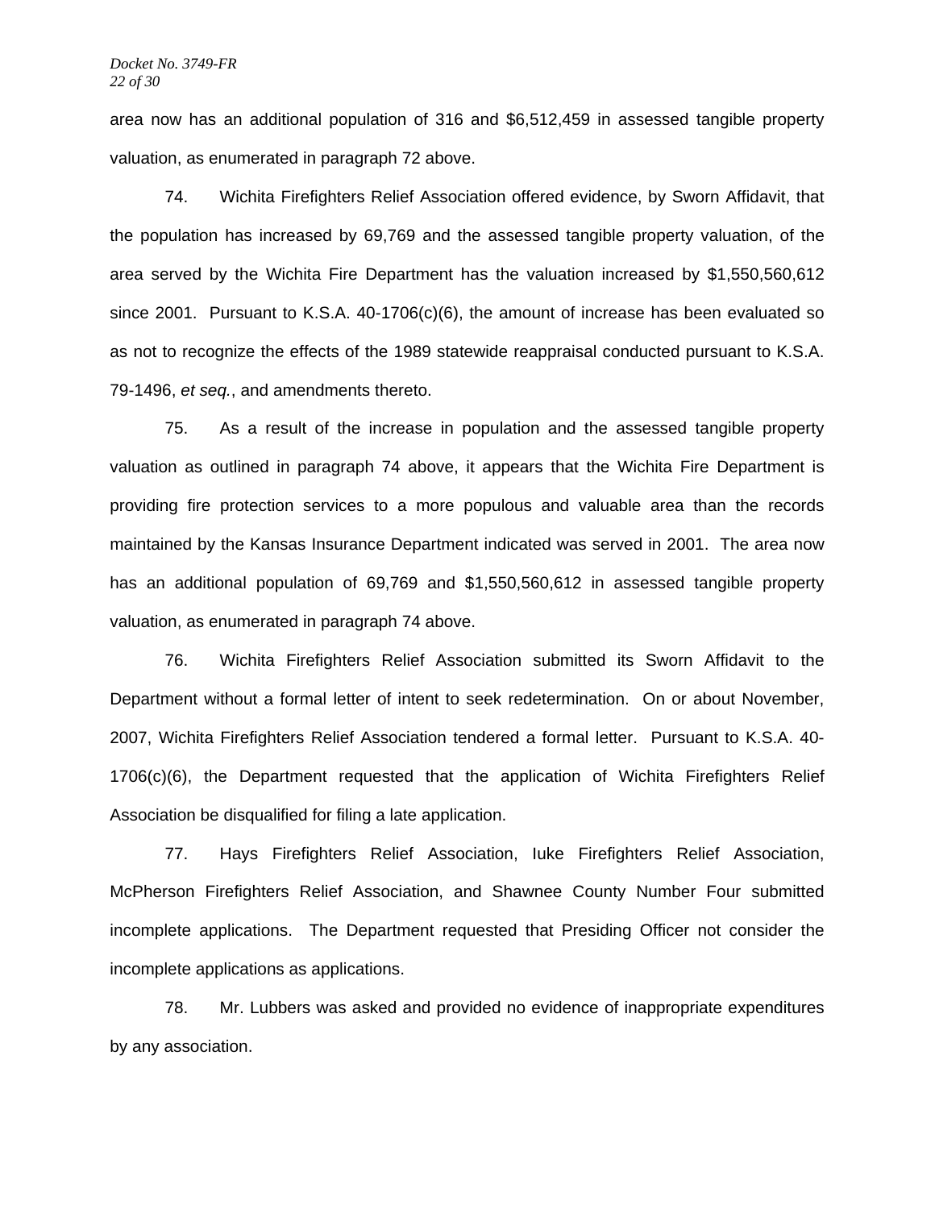area now has an additional population of 316 and $6,512,459 in assessed tangible property valuation, as enumerated in paragraph 72 above.

74. Wichita Firefighters Relief Association offered evidence, by Sworn Affidavit, that the population has increased by 69,769 and the assessed tangible property valuation, of the area served by the Wichita Fire Department has the valuation increased by $1,550,560,612 since 2001. Pursuant to K.S.A. 40-1706(c)(6), the amount of increase has been evaluated so as not to recognize the effects of the 1989 statewide reappraisal conducted pursuant to K.S.A. 79-1496, *et seq.*, and amendments thereto.

75. As a result of the increase in population and the assessed tangible property valuation as outlined in paragraph 74 above, it appears that the Wichita Fire Department is providing fire protection services to a more populous and valuable area than the records maintained by the Kansas Insurance Department indicated was served in 2001. The area now has an additional population of 69,769 and $1,550,560,612 in assessed tangible property valuation, as enumerated in paragraph 74 above.

76. Wichita Firefighters Relief Association submitted its Sworn Affidavit to the Department without a formal letter of intent to seek redetermination. On or about November, 2007, Wichita Firefighters Relief Association tendered a formal letter. Pursuant to K.S.A. 40-1706(c)(6), the Department requested that the application of Wichita Firefighters Relief Association be disqualified for filing a late application.

77. Hays Firefighters Relief Association, Iuke Firefighters Relief Association, McPherson Firefighters Relief Association, and Shawnee County Number Four submitted incomplete applications. The Department requested that Presiding Officer not consider the incomplete applications as applications.

78. Mr. Lubbers was asked and provided no evidence of inappropriate expenditures by any association.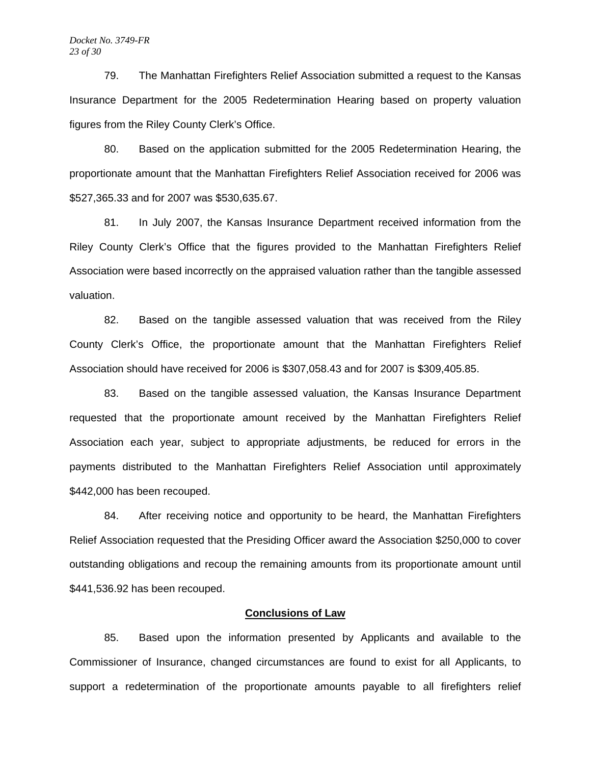79. The Manhattan Firefighters Relief Association submitted a request to the Kansas Insurance Department for the 2005 Redetermination Hearing based on property valuation figures from the Riley County Clerk's Office.

80. Based on the application submitted for the 2005 Redetermination Hearing, the proportionate amount that the Manhattan Firefighters Relief Association received for 2006 was $527,365.33 and for 2007 was $530,635.67.

81. In July 2007, the Kansas Insurance Department received information from the Riley County Clerk's Office that the figures provided to the Manhattan Firefighters Relief Association were based incorrectly on the appraised valuation rather than the tangible assessed valuation.

82. Based on the tangible assessed valuation that was received from the Riley County Clerk's Office, the proportionate amount that the Manhattan Firefighters Relief Association should have received for 2006 is $307,058.43 and for 2007 is $309,405.85.

83. Based on the tangible assessed valuation, the Kansas Insurance Department requested that the proportionate amount received by the Manhattan Firefighters Relief Association each year, subject to appropriate adjustments, be reduced for errors in the payments distributed to the Manhattan Firefighters Relief Association until approximately $442,000 has been recouped.

84. After receiving notice and opportunity to be heard, the Manhattan Firefighters Relief Association requested that the Presiding Officer award the Association $250,000 to cover outstanding obligations and recoup the remaining amounts from its proportionate amount until $441,536.92 has been recouped.

## Conclusions of Law

85. Based upon the information presented by Applicants and available to the Commissioner of Insurance, changed circumstances are found to exist for all Applicants, to support a redetermination of the proportionate amounts payable to all firefighters relief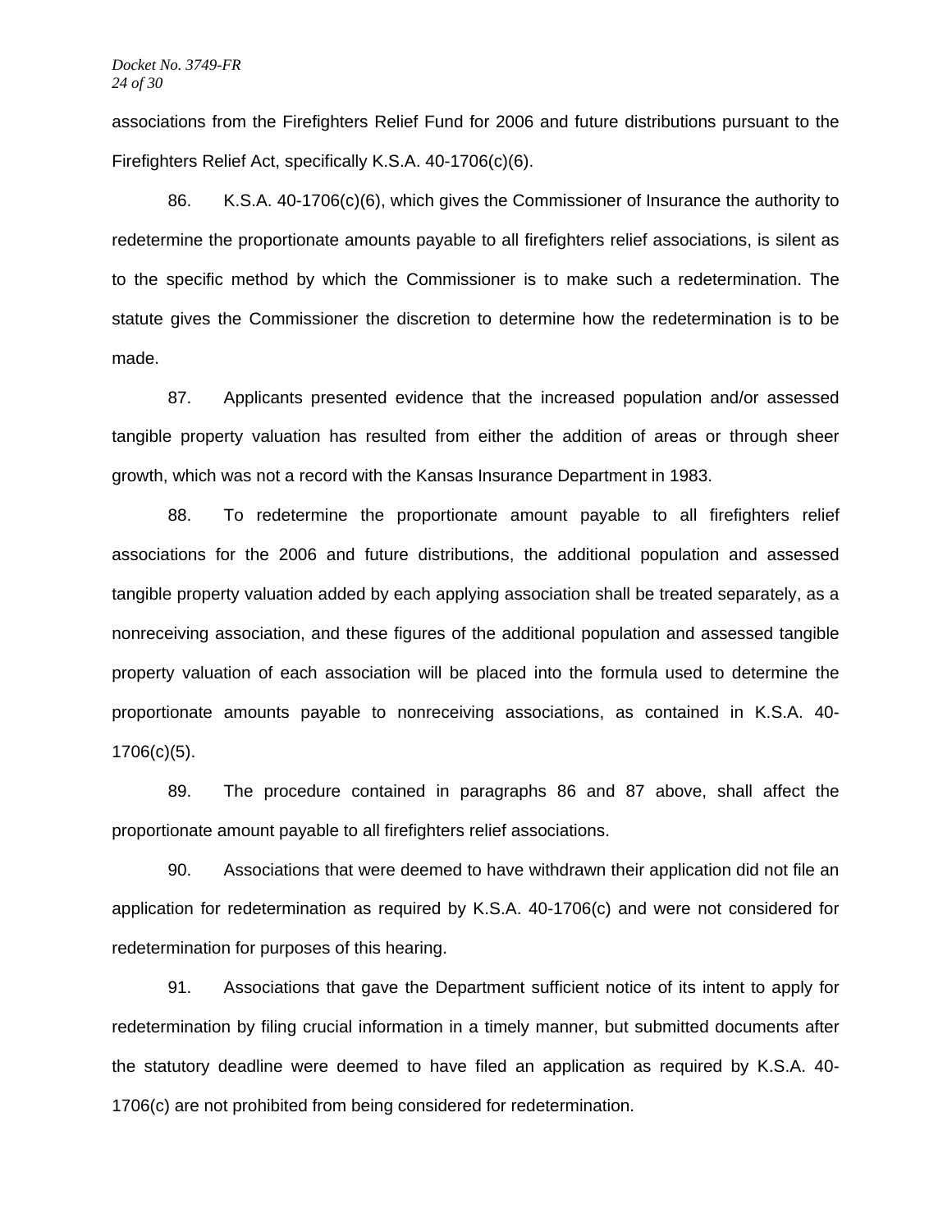associations from the Firefighters Relief Fund for 2006 and future distributions pursuant to the Firefighters Relief Act, specifically K.S.A. 40-1706(c)(6).

86. K.S.A. 40-1706(c)(6), which gives the Commissioner of Insurance the authority to redetermine the proportionate amounts payable to all firefighters relief associations, is silent as to the specific method by which the Commissioner is to make such a redetermination. The statute gives the Commissioner the discretion to determine how the redetermination is to be made.

87. Applicants presented evidence that the increased population and/or assessed tangible property valuation has resulted from either the addition of areas or through sheer growth, which was not a record with the Kansas Insurance Department in 1983.

88. To redetermine the proportionate amount payable to all firefighters relief associations for the 2006 and future distributions, the additional population and assessed tangible property valuation added by each applying association shall be treated separately, as a nonreceiving association, and these figures of the additional population and assessed tangible property valuation of each association will be placed into the formula used to determine the proportionate amounts payable to nonreceiving associations, as contained in K.S.A. 40-1706(c)(5).

89. The procedure contained in paragraphs 86 and 87 above, shall affect the proportionate amount payable to all firefighters relief associations.

90. Associations that were deemed to have withdrawn their application did not file an application for redetermination as required by K.S.A. 40-1706(c) and were not considered for redetermination for purposes of this hearing.

91. Associations that gave the Department sufficient notice of its intent to apply for redetermination by filing crucial information in a timely manner, but submitted documents after the statutory deadline were deemed to have filed an application as required by K.S.A. 40-1706(c) are not prohibited from being considered for redetermination.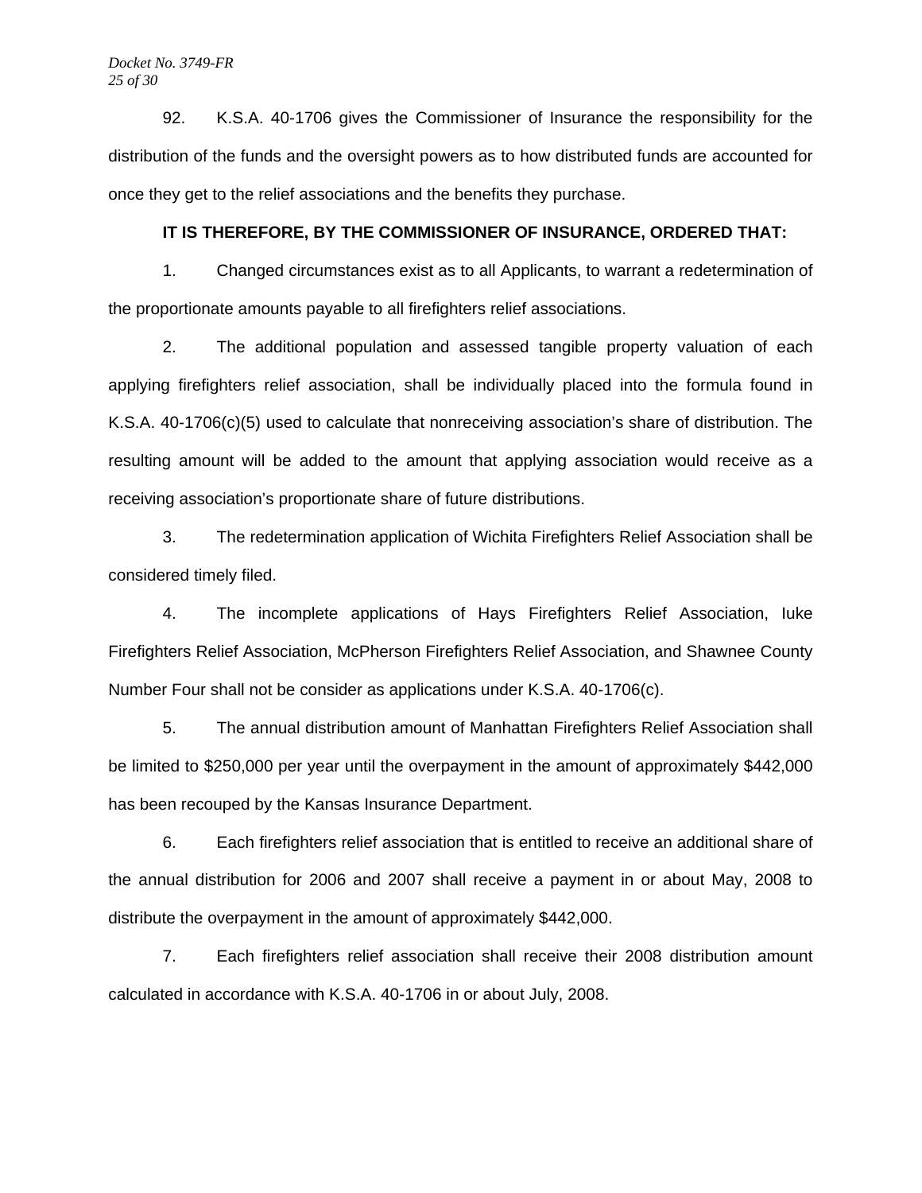92. K.S.A. 40-1706 gives the Commissioner of Insurance the responsibility for the distribution of the funds and the oversight powers as to how distributed funds are accounted for once they get to the relief associations and the benefits they purchase.

**IT IS THEREFORE, BY THE COMMISSIONER OF INSURANCE, ORDERED THAT:**

1. Changed circumstances exist as to all Applicants, to warrant a redetermination of the proportionate amounts payable to all firefighters relief associations.

2. The additional population and assessed tangible property valuation of each applying firefighters relief association, shall be individually placed into the formula found in K.S.A. 40-1706(c)(5) used to calculate that nonreceiving association's share of distribution. The resulting amount will be added to the amount that applying association would receive as a receiving association's proportionate share of future distributions.

3. The redetermination application of Wichita Firefighters Relief Association shall be considered timely filed.

4. The incomplete applications of Hays Firefighters Relief Association, Iuke Firefighters Relief Association, McPherson Firefighters Relief Association, and Shawnee County Number Four shall not be consider as applications under K.S.A. 40-1706(c).

5. The annual distribution amount of Manhattan Firefighters Relief Association shall be limited to $250,000 per year until the overpayment in the amount of approximately $442,000 has been recouped by the Kansas Insurance Department.

6. Each firefighters relief association that is entitled to receive an additional share of the annual distribution for 2006 and 2007 shall receive a payment in or about May, 2008 to distribute the overpayment in the amount of approximately $442,000.

7. Each firefighters relief association shall receive their 2008 distribution amount calculated in accordance with K.S.A. 40-1706 in or about July, 2008.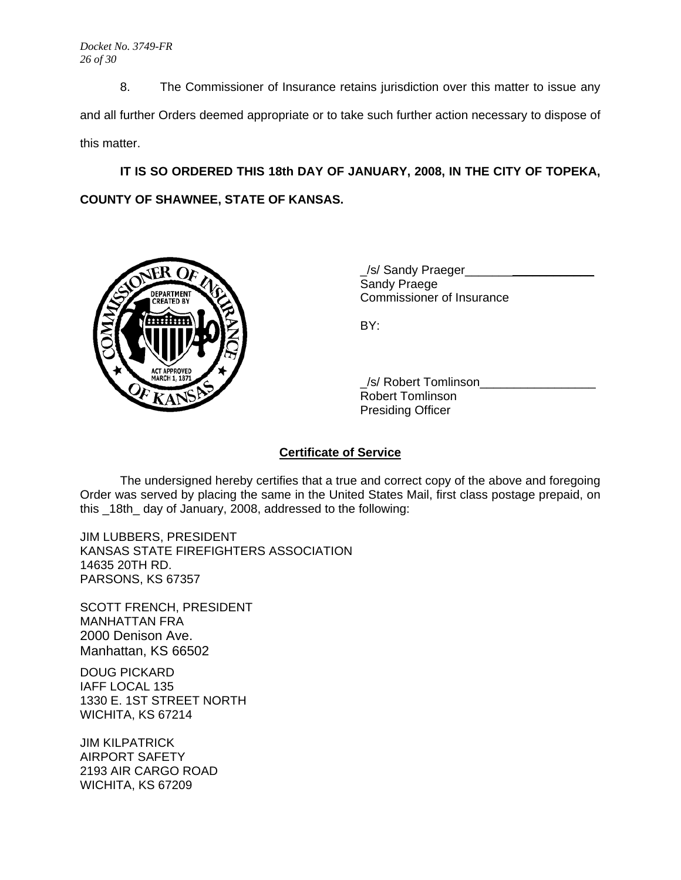8. The Commissioner of Insurance retains jurisdiction over this matter to issue any and all further Orders deemed appropriate or to take such further action necessary to dispose of this matter.

**IT IS SO ORDERED THIS 18th DAY OF JANUARY, 2008, IN THE CITY OF TOPEKA, COUNTY OF SHAWNEE, STATE OF KANSAS.**

_/s/ Sandy Praeger____________________
Sandy Praege
Commissioner of Insurance

BY:

_/s/ Robert Tomlinson_________________
Robert Tomlinson
Presiding Officer

## Certificate of Service

The undersigned hereby certifies that a true and correct copy of the above and foregoing Order was served by placing the same in the United States Mail, first class postage prepaid, on this _18th_ day of January, 2008, addressed to the following:

JIM LUBBERS, PRESIDENT
KANSAS STATE FIREFIGHTERS ASSOCIATION
14635 20TH RD.
PARSONS, KS 67357

SCOTT FRENCH, PRESIDENT
MANHATTAN FRA
2000 Denison Ave.
Manhattan, KS 66502

DOUG PICKARD
IAFF LOCAL 135
1330 E. 1ST STREET NORTH
WICHITA, KS 67214

JIM KILPATRICK
AIRPORT SAFETY
2193 AIR CARGO ROAD
WICHITA, KS 67209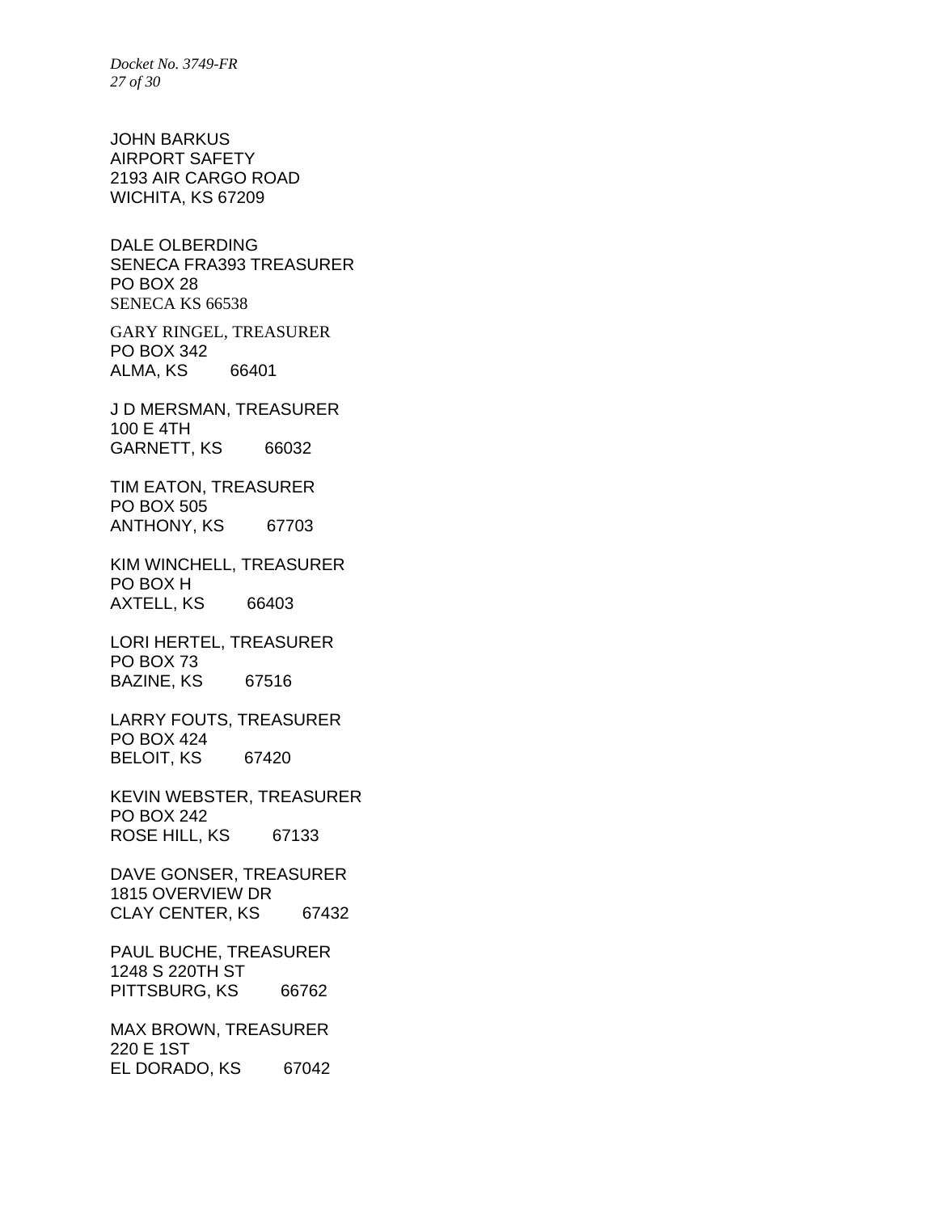JOHN BARKUS
AIRPORT SAFETY
2193 AIR CARGO ROAD
WICHITA, KS 67209

DALE OLBERDING
SENECA FRA393 TREASURER
PO BOX 28
SENECA KS 66538

GARY RINGEL, TREASURER
PO BOX 342
ALMA, KS 66401

J D MERSMAN, TREASURER
100 E 4TH
GARNETT, KS 66032

TIM EATON, TREASURER
PO BOX 505
ANTHONY, KS 67703

KIM WINCHELL, TREASURER
PO BOX H
AXTELL, KS 66403

LORI HERTEL, TREASURER
PO BOX 73
BAZINE, KS 67516

LARRY FOUTS, TREASURER
PO BOX 424
BELOIT, KS 67420

KEVIN WEBSTER, TREASURER
PO BOX 242
ROSE HILL, KS 67133

DAVE GONSER, TREASURER
1815 OVERVIEW DR
CLAY CENTER, KS 67432

PAUL BUCHE, TREASURER
1248 S 220TH ST
PITTSBURG, KS 66762

MAX BROWN, TREASURER
220 E 1ST
EL DORADO, KS 67042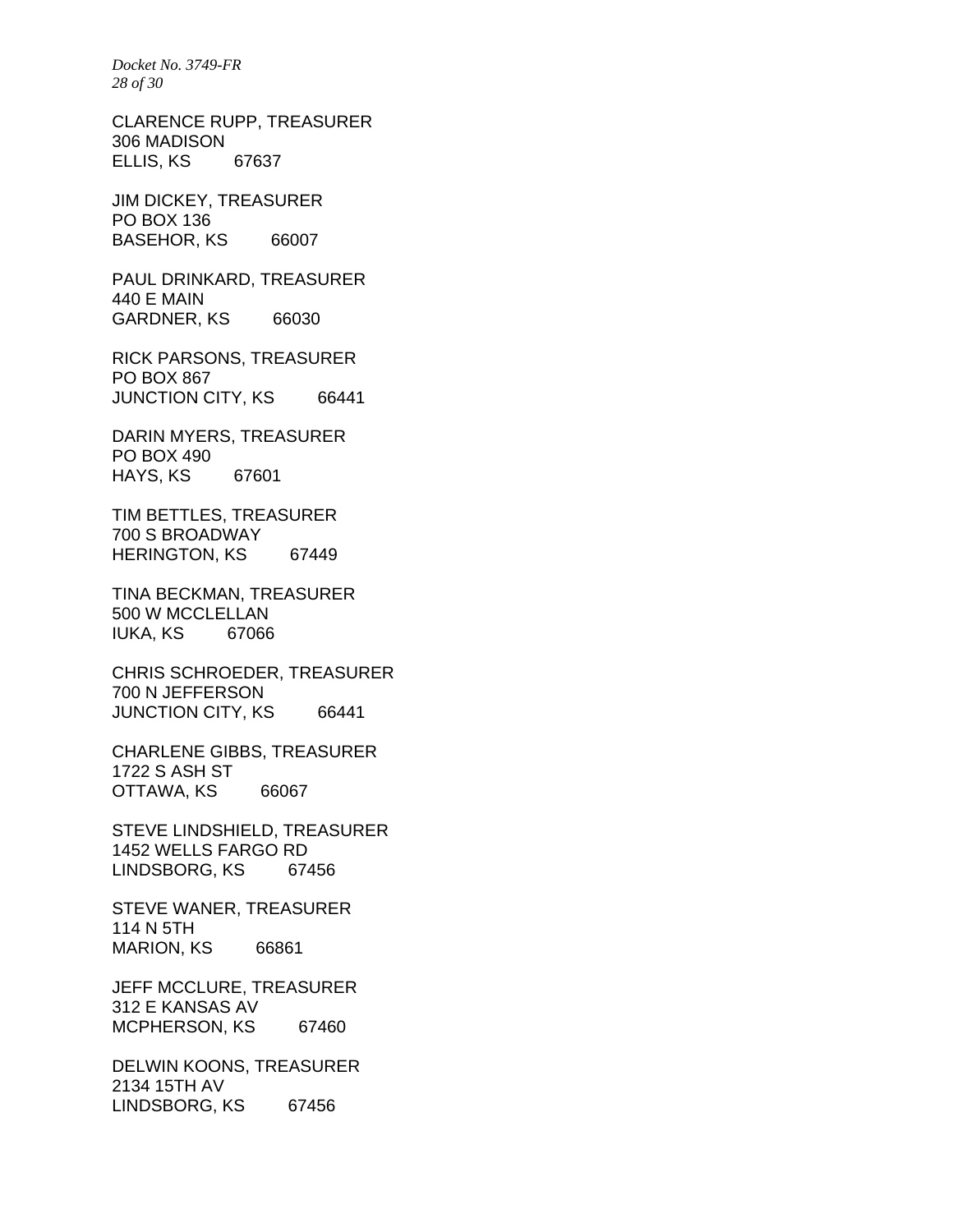CLARENCE RUPP, TREASURER
306 MADISON
ELLIS, KS 67637

JIM DICKEY, TREASURER
PO BOX 136
BASEHOR, KS 66007

PAUL DRINKARD, TREASURER
440 E MAIN
GARDNER, KS 66030

RICK PARSONS, TREASURER
PO BOX 867
JUNCTION CITY, KS 66441

DARIN MYERS, TREASURER
PO BOX 490
HAYS, KS 67601

TIM BETTLES, TREASURER
700 S BROADWAY
HERINGTON, KS 67449

TINA BECKMAN, TREASURER
500 W MCCLELLAN
IUKA, KS 67066

CHRIS SCHROEDER, TREASURER
700 N JEFFERSON
JUNCTION CITY, KS 66441

CHARLENE GIBBS, TREASURER
1722 S ASH ST
OTTAWA, KS 66067

STEVE LINDSHIELD, TREASURER
1452 WELLS FARGO RD
LINDSBORG, KS 67456

STEVE WANER, TREASURER
114 N 5TH
MARION, KS 66861

JEFF MCCLURE, TREASURER
312 E KANSAS AV
MCPHERSON, KS 67460

DELWIN KOONS, TREASURER
2134 15TH AV
LINDSBORG, KS 67456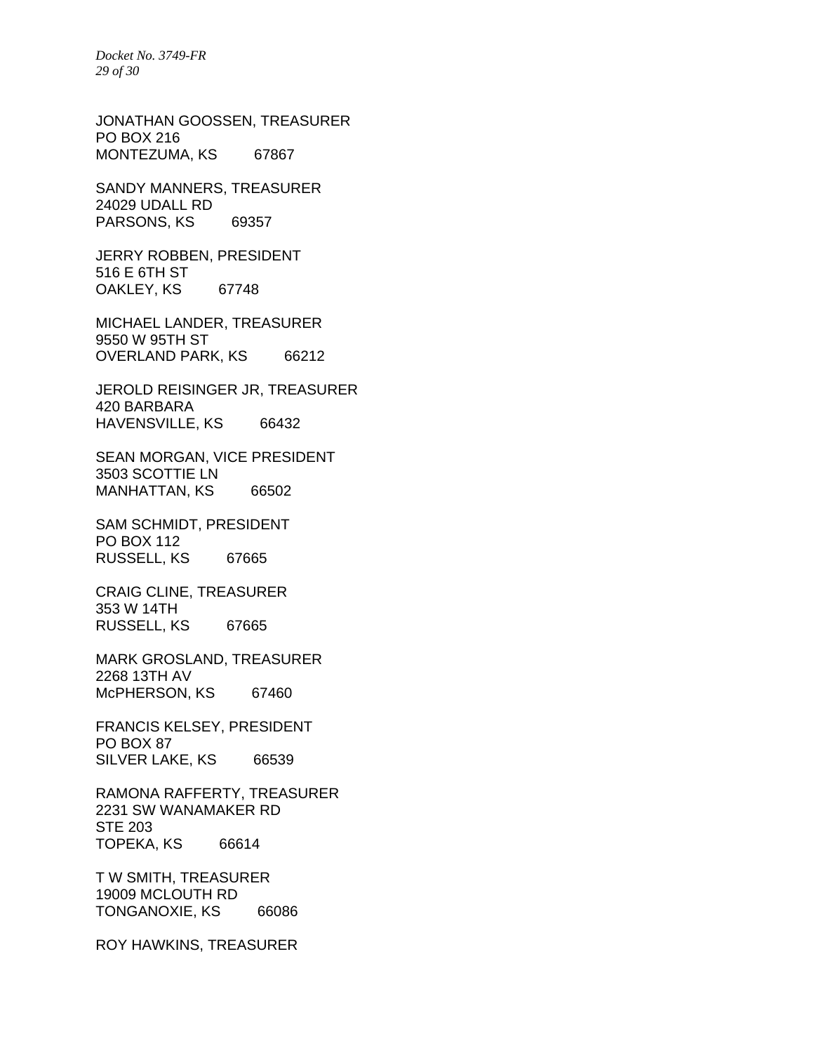JONATHAN GOOSSEN, TREASURER
PO BOX 216
MONTEZUMA, KS 67867

SANDY MANNERS, TREASURER
24029 UDALL RD
PARSONS, KS 69357

JERRY ROBBEN, PRESIDENT
516 E 6TH ST
OAKLEY, KS 67748

MICHAEL LANDER, TREASURER
9550 W 95TH ST
OVERLAND PARK, KS 66212

JEROLD REISINGER JR, TREASURER
420 BARBARA
HAVENSVILLE, KS 66432

SEAN MORGAN, VICE PRESIDENT
3503 SCOTTIE LN
MANHATTAN, KS 66502

SAM SCHMIDT, PRESIDENT
PO BOX 112
RUSSELL, KS 67665

CRAIG CLINE, TREASURER
353 W 14TH
RUSSELL, KS 67665

MARK GROSLAND, TREASURER
2268 13TH AV
McPHERSON, KS 67460

FRANCIS KELSEY, PRESIDENT
PO BOX 87
SILVER LAKE, KS 66539

RAMONA RAFFERTY, TREASURER
2231 SW WANAMAKER RD
STE 203
TOPEKA, KS 66614

T W SMITH, TREASURER
19009 MCLOUTH RD
TONGANOXIE, KS 66086

ROY HAWKINS, TREASURER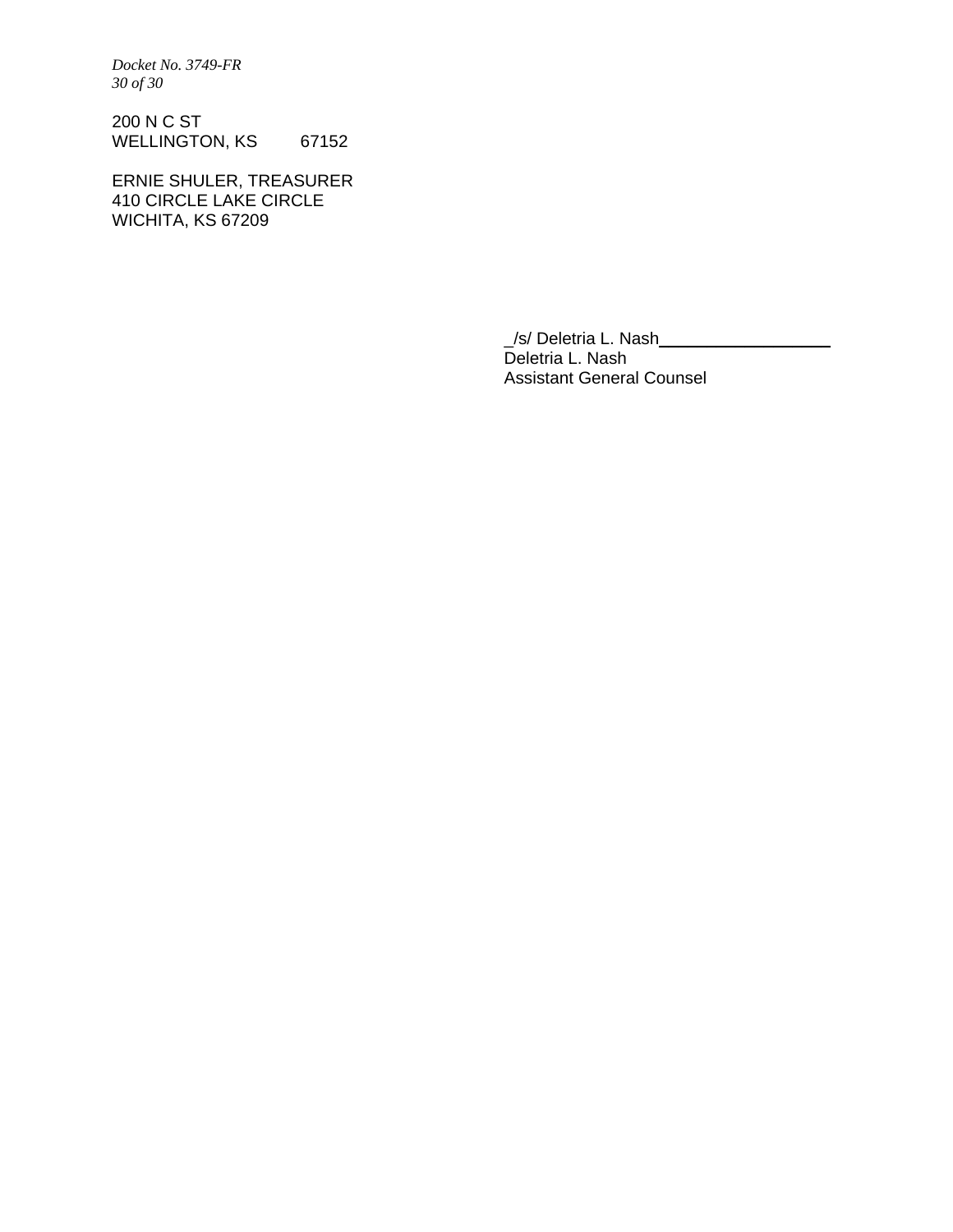200 N C ST
WELLINGTON, KS 67152

ERNIE SHULER, TREASURER
410 CIRCLE LAKE CIRCLE
WICHITA, KS 67209

_/s/ Deletria L. Nash___________________
Deletria L. Nash
Assistant General Counsel